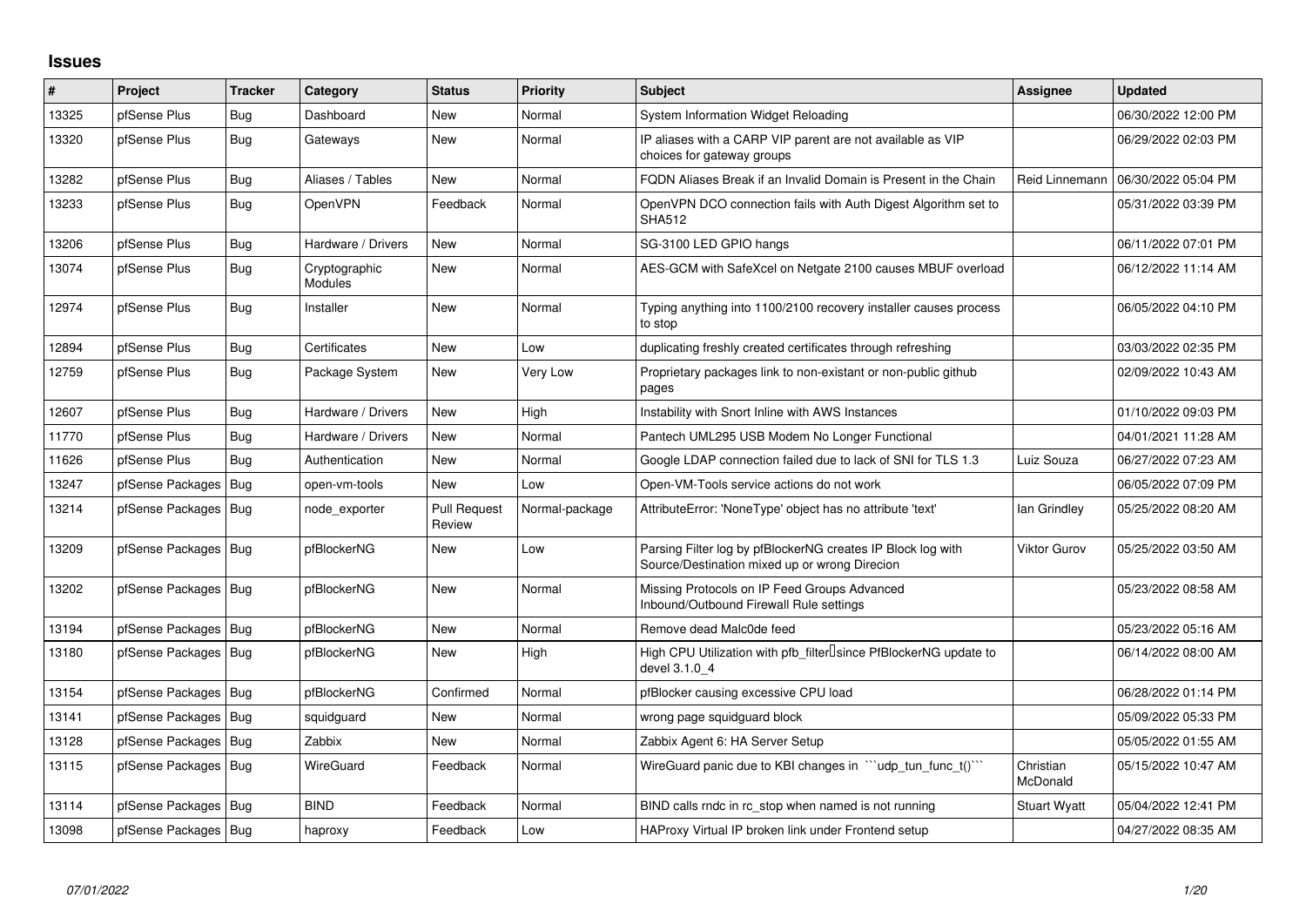# Issues

| # | Project | Tracker | Category | Status | Priority | Subject | Assignee | Updated |
|---|---|---|---|---|---|---|---|---|
| 13325 | pfSense Plus | Bug | Dashboard | New | Normal | System Information Widget Reloading | | 06/30/2022 12:00 PM |
| 13320 | pfSense Plus | Bug | Gateways | New | Normal | IP aliases with a CARP VIP parent are not available as VIP choices for gateway groups | | 06/29/2022 02:03 PM |
| 13282 | pfSense Plus | Bug | Aliases / Tables | New | Normal | FQDN Aliases Break if an Invalid Domain is Present in the Chain | Reid Linnemann | 06/30/2022 05:04 PM |
| 13233 | pfSense Plus | Bug | OpenVPN | Feedback | Normal | OpenVPN DCO connection fails with Auth Digest Algorithm set to SHA512 | | 05/31/2022 03:39 PM |
| 13206 | pfSense Plus | Bug | Hardware / Drivers | New | Normal | SG-3100 LED GPIO hangs | | 06/11/2022 07:01 PM |
| 13074 | pfSense Plus | Bug | Cryptographic Modules | New | Normal | AES-GCM with SafeXcel on Netgate 2100 causes MBUF overload | | 06/12/2022 11:14 AM |
| 12974 | pfSense Plus | Bug | Installer | New | Normal | Typing anything into 1100/2100 recovery installer causes process to stop | | 06/05/2022 04:10 PM |
| 12894 | pfSense Plus | Bug | Certificates | New | Low | duplicating freshly created certificates through refreshing | | 03/03/2022 02:35 PM |
| 12759 | pfSense Plus | Bug | Package System | New | Very Low | Proprietary packages link to non-existant or non-public github pages | | 02/09/2022 10:43 AM |
| 12607 | pfSense Plus | Bug | Hardware / Drivers | New | High | Instability with Snort Inline with AWS Instances | | 01/10/2022 09:03 PM |
| 11770 | pfSense Plus | Bug | Hardware / Drivers | New | Normal | Pantech UML295 USB Modem No Longer Functional | | 04/01/2021 11:28 AM |
| 11626 | pfSense Plus | Bug | Authentication | New | Normal | Google LDAP connection failed due to lack of SNI for TLS 1.3 | Luiz Souza | 06/27/2022 07:23 AM |
| 13247 | pfSense Packages | Bug | open-vm-tools | New | Low | Open-VM-Tools service actions do not work | | 06/05/2022 07:09 PM |
| 13214 | pfSense Packages | Bug | node_exporter | Pull Request Review | Normal-package | AttributeError: 'NoneType' object has no attribute 'text' | Ian Grindley | 05/25/2022 08:20 AM |
| 13209 | pfSense Packages | Bug | pfBlockerNG | New | Low | Parsing Filter log by pfBlockerNG creates IP Block log with Source/Destination mixed up or wrong Direcion | Viktor Gurov | 05/25/2022 03:50 AM |
| 13202 | pfSense Packages | Bug | pfBlockerNG | New | Normal | Missing Protocols on IP Feed Groups Advanced Inbound/Outbound Firewall Rule settings | | 05/23/2022 08:58 AM |
| 13194 | pfSense Packages | Bug | pfBlockerNG | New | Normal | Remove dead Malc0de feed | | 05/23/2022 05:16 AM |
| 13180 | pfSense Packages | Bug | pfBlockerNG | New | High | High CPU Utilization with pfb_filter since PfBlockerNG update to devel 3.1.0_4 | | 06/14/2022 08:00 AM |
| 13154 | pfSense Packages | Bug | pfBlockerNG | Confirmed | Normal | pfBlocker causing excessive CPU load | | 06/28/2022 01:14 PM |
| 13141 | pfSense Packages | Bug | squidguard | New | Normal | wrong page squidguard block | | 05/09/2022 05:33 PM |
| 13128 | pfSense Packages | Bug | Zabbix | New | Normal | Zabbix Agent 6: HA Server Setup | | 05/05/2022 01:55 AM |
| 13115 | pfSense Packages | Bug | WireGuard | Feedback | Normal | WireGuard panic due to KBI changes in ```udp_tun_func_t()``` | Christian McDonald | 05/15/2022 10:47 AM |
| 13114 | pfSense Packages | Bug | BIND | Feedback | Normal | BIND calls rndc in rc_stop when named is not running | Stuart Wyatt | 05/04/2022 12:41 PM |
| 13098 | pfSense Packages | Bug | haproxy | Feedback | Low | HAProxy Virtual IP broken link under Frontend setup | | 04/27/2022 08:35 AM |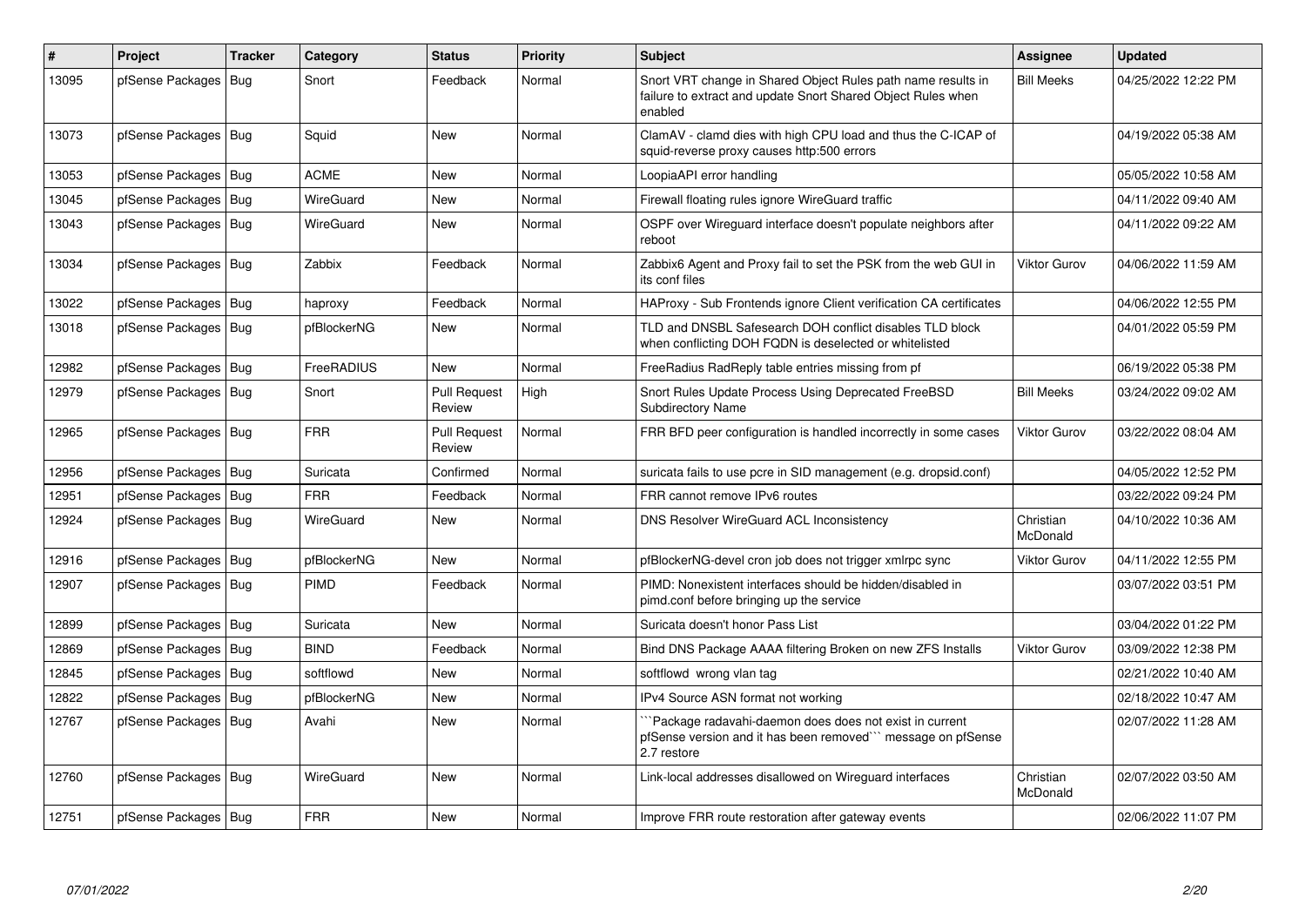| # | Project | Tracker | Category | Status | Priority | Subject | Assignee | Updated |
|---|---|---|---|---|---|---|---|---|
| 13095 | pfSense Packages | Bug | Snort | Feedback | Normal | Snort VRT change in Shared Object Rules path name results in failure to extract and update Snort Shared Object Rules when enabled | Bill Meeks | 04/25/2022 12:22 PM |
| 13073 | pfSense Packages | Bug | Squid | New | Normal | ClamAV - clamd dies with high CPU load and thus the C-ICAP of squid-reverse proxy causes http:500 errors | | 04/19/2022 05:38 AM |
| 13053 | pfSense Packages | Bug | ACME | New | Normal | LoopiaAPI error handling | | 05/05/2022 10:58 AM |
| 13045 | pfSense Packages | Bug | WireGuard | New | Normal | Firewall floating rules ignore WireGuard traffic | | 04/11/2022 09:40 AM |
| 13043 | pfSense Packages | Bug | WireGuard | New | Normal | OSPF over Wireguard interface doesn't populate neighbors after reboot | | 04/11/2022 09:22 AM |
| 13034 | pfSense Packages | Bug | Zabbix | Feedback | Normal | Zabbix6 Agent and Proxy fail to set the PSK from the web GUI in its conf files | Viktor Gurov | 04/06/2022 11:59 AM |
| 13022 | pfSense Packages | Bug | haproxy | Feedback | Normal | HAProxy - Sub Frontends ignore Client verification CA certificates | | 04/06/2022 12:55 PM |
| 13018 | pfSense Packages | Bug | pfBlockerNG | New | Normal | TLD and DNSBL Safesearch DOH conflict disables TLD block when conflicting DOH FQDN is deselected or whitelisted | | 04/01/2022 05:59 PM |
| 12982 | pfSense Packages | Bug | FreeRADIUS | New | Normal | FreeRadius RadReply table entries missing from pf | | 06/19/2022 05:38 PM |
| 12979 | pfSense Packages | Bug | Snort | Pull Request Review | High | Snort Rules Update Process Using Deprecated FreeBSD Subdirectory Name | Bill Meeks | 03/24/2022 09:02 AM |
| 12965 | pfSense Packages | Bug | FRR | Pull Request Review | Normal | FRR BFD peer configuration is handled incorrectly in some cases | Viktor Gurov | 03/22/2022 08:04 AM |
| 12956 | pfSense Packages | Bug | Suricata | Confirmed | Normal | suricata fails to use pcre in SID management (e.g. dropsid.conf) | | 04/05/2022 12:52 PM |
| 12951 | pfSense Packages | Bug | FRR | Feedback | Normal | FRR cannot remove IPv6 routes | | 03/22/2022 09:24 PM |
| 12924 | pfSense Packages | Bug | WireGuard | New | Normal | DNS Resolver WireGuard ACL Inconsistency | Christian McDonald | 04/10/2022 10:36 AM |
| 12916 | pfSense Packages | Bug | pfBlockerNG | New | Normal | pfBlockerNG-devel cron job does not trigger xmlrpc sync | Viktor Gurov | 04/11/2022 12:55 PM |
| 12907 | pfSense Packages | Bug | PIMD | Feedback | Normal | PIMD: Nonexistent interfaces should be hidden/disabled in pimd.conf before bringing up the service | | 03/07/2022 03:51 PM |
| 12899 | pfSense Packages | Bug | Suricata | New | Normal | Suricata doesn't honor Pass List | | 03/04/2022 01:22 PM |
| 12869 | pfSense Packages | Bug | BIND | Feedback | Normal | Bind DNS Package AAAA filtering Broken on new ZFS Installs | Viktor Gurov | 03/09/2022 12:38 PM |
| 12845 | pfSense Packages | Bug | softflowd | New | Normal | softflowd wrong vlan tag | | 02/21/2022 10:40 AM |
| 12822 | pfSense Packages | Bug | pfBlockerNG | New | Normal | IPv4 Source ASN format not working | | 02/18/2022 10:47 AM |
| 12767 | pfSense Packages | Bug | Avahi | New | Normal | ```Package radavahi-daemon does does not exist in current pfSense version and it has been removed``` message on pfSense 2.7 restore | | 02/07/2022 11:28 AM |
| 12760 | pfSense Packages | Bug | WireGuard | New | Normal | Link-local addresses disallowed on Wireguard interfaces | Christian McDonald | 02/07/2022 03:50 AM |
| 12751 | pfSense Packages | Bug | FRR | New | Normal | Improve FRR route restoration after gateway events | | 02/06/2022 11:07 PM |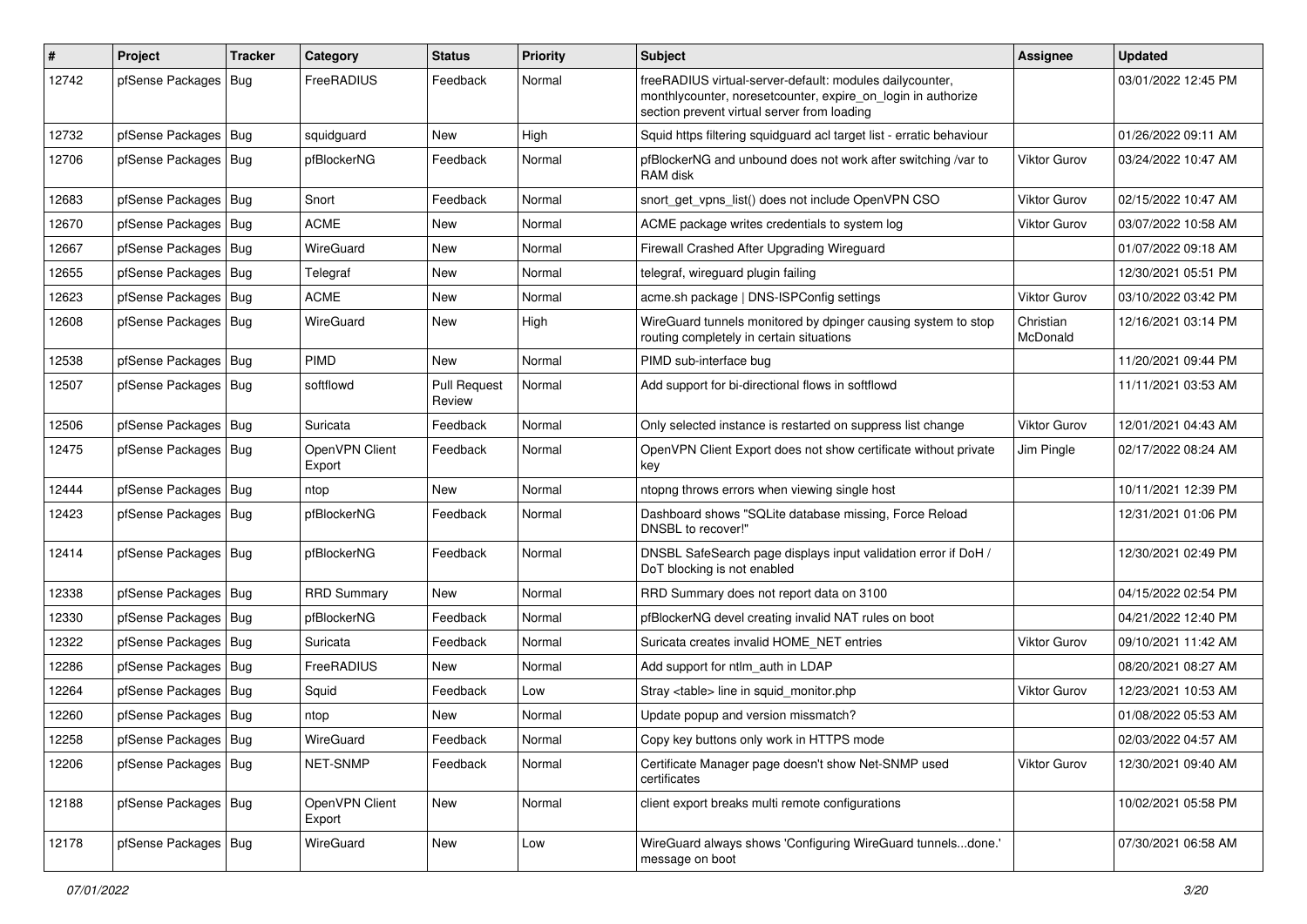| # | Project | Tracker | Category | Status | Priority | Subject | Assignee | Updated |
|---|---|---|---|---|---|---|---|---|
| 12742 | pfSense Packages | Bug | FreeRADIUS | Feedback | Normal | freeRADIUS virtual-server-default: modules dailycounter, monthlycounter, noresetcounter, expire_on_login in authorize section prevent virtual server from loading | | 03/01/2022 12:45 PM |
| 12732 | pfSense Packages | Bug | squidguard | New | High | Squid https filtering squidguard acl target list - erratic behaviour | | 01/26/2022 09:11 AM |
| 12706 | pfSense Packages | Bug | pfBlockerNG | Feedback | Normal | pfBlockerNG and unbound does not work after switching /var to RAM disk | Viktor Gurov | 03/24/2022 10:47 AM |
| 12683 | pfSense Packages | Bug | Snort | Feedback | Normal | snort_get_vpns_list() does not include OpenVPN CSO | Viktor Gurov | 02/15/2022 10:47 AM |
| 12670 | pfSense Packages | Bug | ACME | New | Normal | ACME package writes credentials to system log | Viktor Gurov | 03/07/2022 10:58 AM |
| 12667 | pfSense Packages | Bug | WireGuard | New | Normal | Firewall Crashed After Upgrading Wireguard | | 01/07/2022 09:18 AM |
| 12655 | pfSense Packages | Bug | Telegraf | New | Normal | telegraf, wireguard plugin failing | | 12/30/2021 05:51 PM |
| 12623 | pfSense Packages | Bug | ACME | New | Normal | acme.sh package \| DNS-ISPConfig settings | Viktor Gurov | 03/10/2022 03:42 PM |
| 12608 | pfSense Packages | Bug | WireGuard | New | High | WireGuard tunnels monitored by dpinger causing system to stop routing completely in certain situations | Christian McDonald | 12/16/2021 03:14 PM |
| 12538 | pfSense Packages | Bug | PIMD | New | Normal | PIMD sub-interface bug | | 11/20/2021 09:44 PM |
| 12507 | pfSense Packages | Bug | softflowd | Pull Request Review | Normal | Add support for bi-directional flows in softflowd | | 11/11/2021 03:53 AM |
| 12506 | pfSense Packages | Bug | Suricata | Feedback | Normal | Only selected instance is restarted on suppress list change | Viktor Gurov | 12/01/2021 04:43 AM |
| 12475 | pfSense Packages | Bug | OpenVPN Client Export | Feedback | Normal | OpenVPN Client Export does not show certificate without private key | Jim Pingle | 02/17/2022 08:24 AM |
| 12444 | pfSense Packages | Bug | ntop | New | Normal | ntopng throws errors when viewing single host | | 10/11/2021 12:39 PM |
| 12423 | pfSense Packages | Bug | pfBlockerNG | Feedback | Normal | Dashboard shows "SQLite database missing, Force Reload DNSBL to recover!" | | 12/31/2021 01:06 PM |
| 12414 | pfSense Packages | Bug | pfBlockerNG | Feedback | Normal | DNSBL SafeSearch page displays input validation error if DoH / DoT blocking is not enabled | | 12/30/2021 02:49 PM |
| 12338 | pfSense Packages | Bug | RRD Summary | New | Normal | RRD Summary does not report data on 3100 | | 04/15/2022 02:54 PM |
| 12330 | pfSense Packages | Bug | pfBlockerNG | Feedback | Normal | pfBlockerNG devel creating invalid NAT rules on boot | | 04/21/2022 12:40 PM |
| 12322 | pfSense Packages | Bug | Suricata | Feedback | Normal | Suricata creates invalid HOME_NET entries | Viktor Gurov | 09/10/2021 11:42 AM |
| 12286 | pfSense Packages | Bug | FreeRADIUS | New | Normal | Add support for ntlm_auth in LDAP | | 08/20/2021 08:27 AM |
| 12264 | pfSense Packages | Bug | Squid | Feedback | Low | Stray <table> line in squid_monitor.php | Viktor Gurov | 12/23/2021 10:53 AM |
| 12260 | pfSense Packages | Bug | ntop | New | Normal | Update popup and version missmatch? | | 01/08/2022 05:53 AM |
| 12258 | pfSense Packages | Bug | WireGuard | Feedback | Normal | Copy key buttons only work in HTTPS mode | | 02/03/2022 04:57 AM |
| 12206 | pfSense Packages | Bug | NET-SNMP | Feedback | Normal | Certificate Manager page doesn't show Net-SNMP used certificates | Viktor Gurov | 12/30/2021 09:40 AM |
| 12188 | pfSense Packages | Bug | OpenVPN Client Export | New | Normal | client export breaks multi remote configurations | | 10/02/2021 05:58 PM |
| 12178 | pfSense Packages | Bug | WireGuard | New | Low | WireGuard always shows 'Configuring WireGuard tunnels...done.' message on boot | | 07/30/2021 06:58 AM |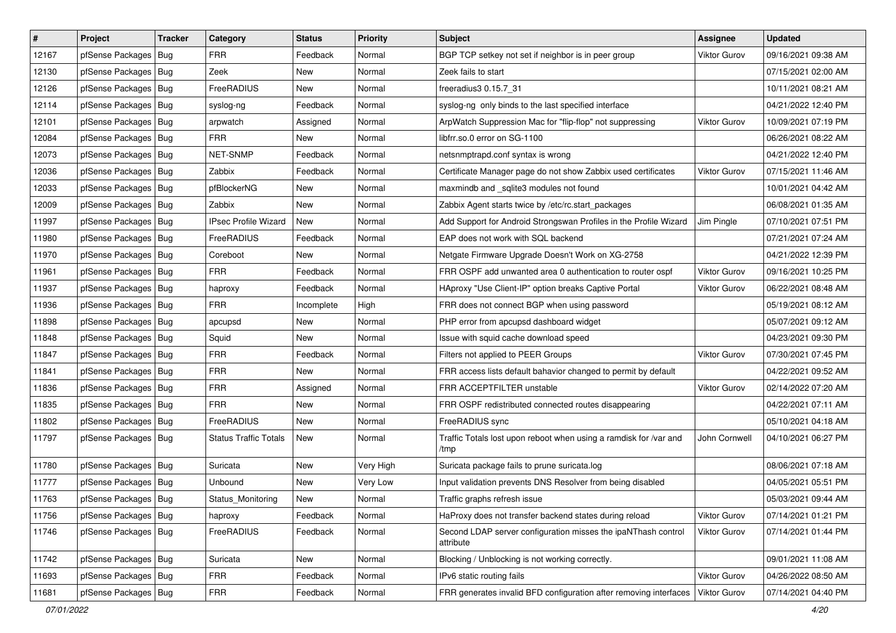| # | Project | Tracker | Category | Status | Priority | Subject | Assignee | Updated |
|---|---|---|---|---|---|---|---|---|
| 12167 | pfSense Packages | Bug | FRR | Feedback | Normal | BGP TCP setkey not set if neighbor is in peer group | Viktor Gurov | 09/16/2021 09:38 AM |
| 12130 | pfSense Packages | Bug | Zeek | New | Normal | Zeek fails to start | | 07/15/2021 02:00 AM |
| 12126 | pfSense Packages | Bug | FreeRADIUS | New | Normal | freeradius3 0.15.7_31 | | 10/11/2021 08:21 AM |
| 12114 | pfSense Packages | Bug | syslog-ng | Feedback | Normal | syslog-ng only binds to the last specified interface | | 04/21/2022 12:40 PM |
| 12101 | pfSense Packages | Bug | arpwatch | Assigned | Normal | ArpWatch Suppression Mac for "flip-flop" not suppressing | Viktor Gurov | 10/09/2021 07:19 PM |
| 12084 | pfSense Packages | Bug | FRR | New | Normal | libfrr.so.0 error on SG-1100 | | 06/26/2021 08:22 AM |
| 12073 | pfSense Packages | Bug | NET-SNMP | Feedback | Normal | netsnmptrapd.conf syntax is wrong | | 04/21/2022 12:40 PM |
| 12036 | pfSense Packages | Bug | Zabbix | Feedback | Normal | Certificate Manager page do not show Zabbix used certificates | Viktor Gurov | 07/15/2021 11:46 AM |
| 12033 | pfSense Packages | Bug | pfBlockerNG | New | Normal | maxmindb and _sqlite3 modules not found | | 10/01/2021 04:42 AM |
| 12009 | pfSense Packages | Bug | Zabbix | New | Normal | Zabbix Agent starts twice by /etc/rc.start_packages | | 06/08/2021 01:35 AM |
| 11997 | pfSense Packages | Bug | IPsec Profile Wizard | New | Normal | Add Support for Android Strongswan Profiles in the Profile Wizard | Jim Pingle | 07/10/2021 07:51 PM |
| 11980 | pfSense Packages | Bug | FreeRADIUS | Feedback | Normal | EAP does not work with SQL backend | | 07/21/2021 07:24 AM |
| 11970 | pfSense Packages | Bug | Coreboot | New | Normal | Netgate Firmware Upgrade Doesn't Work on XG-2758 | | 04/21/2022 12:39 PM |
| 11961 | pfSense Packages | Bug | FRR | Feedback | Normal | FRR OSPF add unwanted area 0 authentication to router ospf | Viktor Gurov | 09/16/2021 10:25 PM |
| 11937 | pfSense Packages | Bug | haproxy | Feedback | Normal | HAproxy "Use Client-IP" option breaks Captive Portal | Viktor Gurov | 06/22/2021 08:48 AM |
| 11936 | pfSense Packages | Bug | FRR | Incomplete | High | FRR does not connect BGP when using password | | 05/19/2021 08:12 AM |
| 11898 | pfSense Packages | Bug | apcupsd | New | Normal | PHP error from apcupsd dashboard widget | | 05/07/2021 09:12 AM |
| 11848 | pfSense Packages | Bug | Squid | New | Normal | Issue with squid cache download speed | | 04/23/2021 09:30 PM |
| 11847 | pfSense Packages | Bug | FRR | Feedback | Normal | Filters not applied to PEER Groups | Viktor Gurov | 07/30/2021 07:45 PM |
| 11841 | pfSense Packages | Bug | FRR | New | Normal | FRR access lists default bahavior changed to permit by default | | 04/22/2021 09:52 AM |
| 11836 | pfSense Packages | Bug | FRR | Assigned | Normal | FRR ACCEPTFILTER unstable | Viktor Gurov | 02/14/2022 07:20 AM |
| 11835 | pfSense Packages | Bug | FRR | New | Normal | FRR OSPF redistributed connected routes disappearing | | 04/22/2021 07:11 AM |
| 11802 | pfSense Packages | Bug | FreeRADIUS | New | Normal | FreeRADIUS sync | | 05/10/2021 04:18 AM |
| 11797 | pfSense Packages | Bug | Status Traffic Totals | New | Normal | Traffic Totals lost upon reboot when using a ramdisk for /var and /tmp | John Cornwell | 04/10/2021 06:27 PM |
| 11780 | pfSense Packages | Bug | Suricata | New | Very High | Suricata package fails to prune suricata.log | | 08/06/2021 07:18 AM |
| 11777 | pfSense Packages | Bug | Unbound | New | Very Low | Input validation prevents DNS Resolver from being disabled | | 04/05/2021 05:51 PM |
| 11763 | pfSense Packages | Bug | Status_Monitoring | New | Normal | Traffic graphs refresh issue | | 05/03/2021 09:44 AM |
| 11756 | pfSense Packages | Bug | haproxy | Feedback | Normal | HaProxy does not transfer backend states during reload | Viktor Gurov | 07/14/2021 01:21 PM |
| 11746 | pfSense Packages | Bug | FreeRADIUS | Feedback | Normal | Second LDAP server configuration misses the ipaNThash control attribute | Viktor Gurov | 07/14/2021 01:44 PM |
| 11742 | pfSense Packages | Bug | Suricata | New | Normal | Blocking / Unblocking is not working correctly. | | 09/01/2021 11:08 AM |
| 11693 | pfSense Packages | Bug | FRR | Feedback | Normal | IPv6 static routing fails | Viktor Gurov | 04/26/2022 08:50 AM |
| 11681 | pfSense Packages | Bug | FRR | Feedback | Normal | FRR generates invalid BFD configuration after removing interfaces | Viktor Gurov | 07/14/2021 04:40 PM |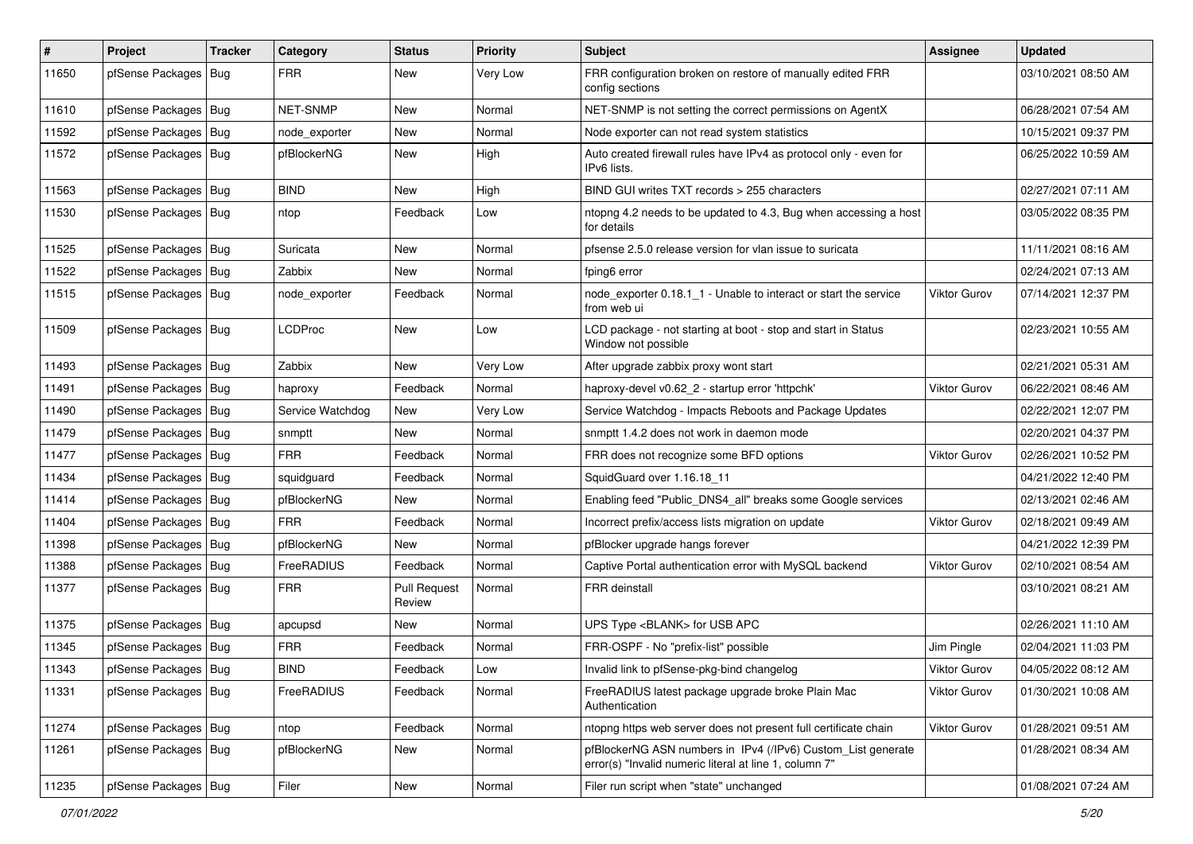| # | Project | Tracker | Category | Status | Priority | Subject | Assignee | Updated |
|---|---|---|---|---|---|---|---|---|
| 11650 | pfSense Packages | Bug | FRR | New | Very Low | FRR configuration broken on restore of manually edited FRR config sections | | 03/10/2021 08:50 AM |
| 11610 | pfSense Packages | Bug | NET-SNMP | New | Normal | NET-SNMP is not setting the correct permissions on AgentX | | 06/28/2021 07:54 AM |
| 11592 | pfSense Packages | Bug | node_exporter | New | Normal | Node exporter can not read system statistics | | 10/15/2021 09:37 PM |
| 11572 | pfSense Packages | Bug | pfBlockerNG | New | High | Auto created firewall rules have IPv4 as protocol only - even for IPv6 lists. | | 06/25/2022 10:59 AM |
| 11563 | pfSense Packages | Bug | BIND | New | High | BIND GUI writes TXT records > 255 characters | | 02/27/2021 07:11 AM |
| 11530 | pfSense Packages | Bug | ntop | Feedback | Low | ntopng 4.2 needs to be updated to 4.3, Bug when accessing a host for details | | 03/05/2022 08:35 PM |
| 11525 | pfSense Packages | Bug | Suricata | New | Normal | pfsense 2.5.0 release version for vlan issue to suricata | | 11/11/2021 08:16 AM |
| 11522 | pfSense Packages | Bug | Zabbix | New | Normal | fping6 error | | 02/24/2021 07:13 AM |
| 11515 | pfSense Packages | Bug | node_exporter | Feedback | Normal | node_exporter 0.18.1_1 - Unable to interact or start the service from web ui | Viktor Gurov | 07/14/2021 12:37 PM |
| 11509 | pfSense Packages | Bug | LCDProc | New | Low | LCD package - not starting at boot - stop and start in Status Window not possible | | 02/23/2021 10:55 AM |
| 11493 | pfSense Packages | Bug | Zabbix | New | Very Low | After upgrade zabbix proxy wont start | | 02/21/2021 05:31 AM |
| 11491 | pfSense Packages | Bug | haproxy | Feedback | Normal | haproxy-devel v0.62_2 - startup error 'httpchk' | Viktor Gurov | 06/22/2021 08:46 AM |
| 11490 | pfSense Packages | Bug | Service Watchdog | New | Very Low | Service Watchdog - Impacts Reboots and Package Updates | | 02/22/2021 12:07 PM |
| 11479 | pfSense Packages | Bug | snmptt | New | Normal | snmptt 1.4.2 does not work in daemon mode | | 02/20/2021 04:37 PM |
| 11477 | pfSense Packages | Bug | FRR | Feedback | Normal | FRR does not recognize some BFD options | Viktor Gurov | 02/26/2021 10:52 PM |
| 11434 | pfSense Packages | Bug | squidguard | Feedback | Normal | SquidGuard over 1.16.18_11 | | 04/21/2022 12:40 PM |
| 11414 | pfSense Packages | Bug | pfBlockerNG | New | Normal | Enabling feed "Public_DNS4_all" breaks some Google services | | 02/13/2021 02:46 AM |
| 11404 | pfSense Packages | Bug | FRR | Feedback | Normal | Incorrect prefix/access lists migration on update | Viktor Gurov | 02/18/2021 09:49 AM |
| 11398 | pfSense Packages | Bug | pfBlockerNG | New | Normal | pfBlocker upgrade hangs forever | | 04/21/2022 12:39 PM |
| 11388 | pfSense Packages | Bug | FreeRADIUS | Feedback | Normal | Captive Portal authentication error with MySQL backend | Viktor Gurov | 02/10/2021 08:54 AM |
| 11377 | pfSense Packages | Bug | FRR | Pull Request Review | Normal | FRR deinstall | | 03/10/2021 08:21 AM |
| 11375 | pfSense Packages | Bug | apcupsd | New | Normal | UPS Type <BLANK> for USB APC | | 02/26/2021 11:10 AM |
| 11345 | pfSense Packages | Bug | FRR | Feedback | Normal | FRR-OSPF - No "prefix-list" possible | Jim Pingle | 02/04/2021 11:03 PM |
| 11343 | pfSense Packages | Bug | BIND | Feedback | Low | Invalid link to pfSense-pkg-bind changelog | Viktor Gurov | 04/05/2022 08:12 AM |
| 11331 | pfSense Packages | Bug | FreeRADIUS | Feedback | Normal | FreeRADIUS latest package upgrade broke Plain Mac Authentication | Viktor Gurov | 01/30/2021 10:08 AM |
| 11274 | pfSense Packages | Bug | ntop | Feedback | Normal | ntopng https web server does not present full certificate chain | Viktor Gurov | 01/28/2021 09:51 AM |
| 11261 | pfSense Packages | Bug | pfBlockerNG | New | Normal | pfBlockerNG ASN numbers in IPv4 (/IPv6) Custom_List generate error(s) "Invalid numeric literal at line 1, column 7" | | 01/28/2021 08:34 AM |
| 11235 | pfSense Packages | Bug | Filer | New | Normal | Filer run script when "state" unchanged | | 01/08/2021 07:24 AM |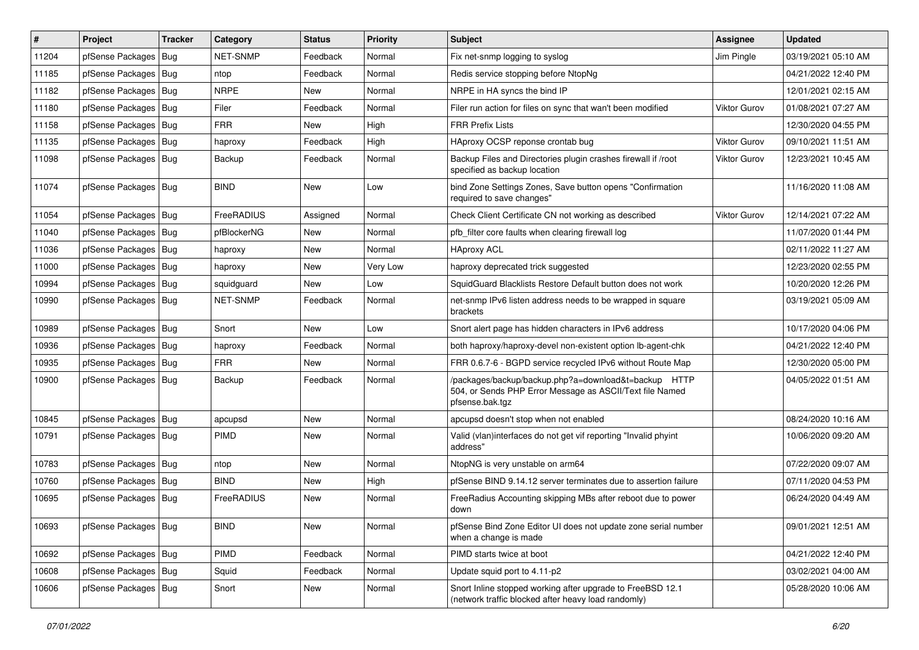| # | Project | Tracker | Category | Status | Priority | Subject | Assignee | Updated |
|---|---|---|---|---|---|---|---|---|
| 11204 | pfSense Packages | Bug | NET-SNMP | Feedback | Normal | Fix net-snmp logging to syslog | Jim Pingle | 03/19/2021 05:10 AM |
| 11185 | pfSense Packages | Bug | ntop | Feedback | Normal | Redis service stopping before NtopNg | | 04/21/2022 12:40 PM |
| 11182 | pfSense Packages | Bug | NRPE | New | Normal | NRPE in HA syncs the bind IP | | 12/01/2021 02:15 AM |
| 11180 | pfSense Packages | Bug | Filer | Feedback | Normal | Filer run action for files on sync that wan't been modified | Viktor Gurov | 01/08/2021 07:27 AM |
| 11158 | pfSense Packages | Bug | FRR | New | High | FRR Prefix Lists | | 12/30/2020 04:55 PM |
| 11135 | pfSense Packages | Bug | haproxy | Feedback | High | HAproxy OCSP reponse crontab bug | Viktor Gurov | 09/10/2021 11:51 AM |
| 11098 | pfSense Packages | Bug | Backup | Feedback | Normal | Backup Files and Directories plugin crashes firewall if /root specified as backup location | Viktor Gurov | 12/23/2021 10:45 AM |
| 11074 | pfSense Packages | Bug | BIND | New | Low | bind Zone Settings Zones, Save button opens "Confirmation required to save changes" | | 11/16/2020 11:08 AM |
| 11054 | pfSense Packages | Bug | FreeRADIUS | Assigned | Normal | Check Client Certificate CN not working as described | Viktor Gurov | 12/14/2021 07:22 AM |
| 11040 | pfSense Packages | Bug | pfBlockerNG | New | Normal | pfb_filter core faults when clearing firewall log | | 11/07/2020 01:44 PM |
| 11036 | pfSense Packages | Bug | haproxy | New | Normal | HAproxy ACL | | 02/11/2022 11:27 AM |
| 11000 | pfSense Packages | Bug | haproxy | New | Very Low | haproxy deprecated trick suggested | | 12/23/2020 02:55 PM |
| 10994 | pfSense Packages | Bug | squidguard | New | Low | SquidGuard Blacklists Restore Default button does not work | | 10/20/2020 12:26 PM |
| 10990 | pfSense Packages | Bug | NET-SNMP | Feedback | Normal | net-snmp IPv6 listen address needs to be wrapped in square brackets | | 03/19/2021 05:09 AM |
| 10989 | pfSense Packages | Bug | Snort | New | Low | Snort alert page has hidden characters in IPv6 address | | 10/17/2020 04:06 PM |
| 10936 | pfSense Packages | Bug | haproxy | Feedback | Normal | both haproxy/haproxy-devel non-existent option lb-agent-chk | | 04/21/2022 12:40 PM |
| 10935 | pfSense Packages | Bug | FRR | New | Normal | FRR 0.6.7-6 - BGPD service recycled IPv6 without Route Map | | 12/30/2020 05:00 PM |
| 10900 | pfSense Packages | Bug | Backup | Feedback | Normal | /packages/backup/backup.php?a=download&t=backup HTTP 504, or Sends PHP Error Message as ASCII/Text file Named pfsense.bak.tgz | | 04/05/2022 01:51 AM |
| 10845 | pfSense Packages | Bug | apcupsd | New | Normal | apcupsd doesn't stop when not enabled | | 08/24/2020 10:16 AM |
| 10791 | pfSense Packages | Bug | PIMD | New | Normal | Valid (vlan)interfaces do not get vif reporting "Invalid phyint address" | | 10/06/2020 09:20 AM |
| 10783 | pfSense Packages | Bug | ntop | New | Normal | NtopNG is very unstable on arm64 | | 07/22/2020 09:07 AM |
| 10760 | pfSense Packages | Bug | BIND | New | High | pfSense BIND 9.14.12 server terminates due to assertion failure | | 07/11/2020 04:53 PM |
| 10695 | pfSense Packages | Bug | FreeRADIUS | New | Normal | FreeRadius Accounting skipping MBs after reboot due to power down | | 06/24/2020 04:49 AM |
| 10693 | pfSense Packages | Bug | BIND | New | Normal | pfSense Bind Zone Editor UI does not update zone serial number when a change is made | | 09/01/2021 12:51 AM |
| 10692 | pfSense Packages | Bug | PIMD | Feedback | Normal | PIMD starts twice at boot | | 04/21/2022 12:40 PM |
| 10608 | pfSense Packages | Bug | Squid | Feedback | Normal | Update squid port to 4.11-p2 | | 03/02/2021 04:00 AM |
| 10606 | pfSense Packages | Bug | Snort | New | Normal | Snort Inline stopped working after upgrade to FreeBSD 12.1 (network traffic blocked after heavy load randomly) | | 05/28/2020 10:06 AM |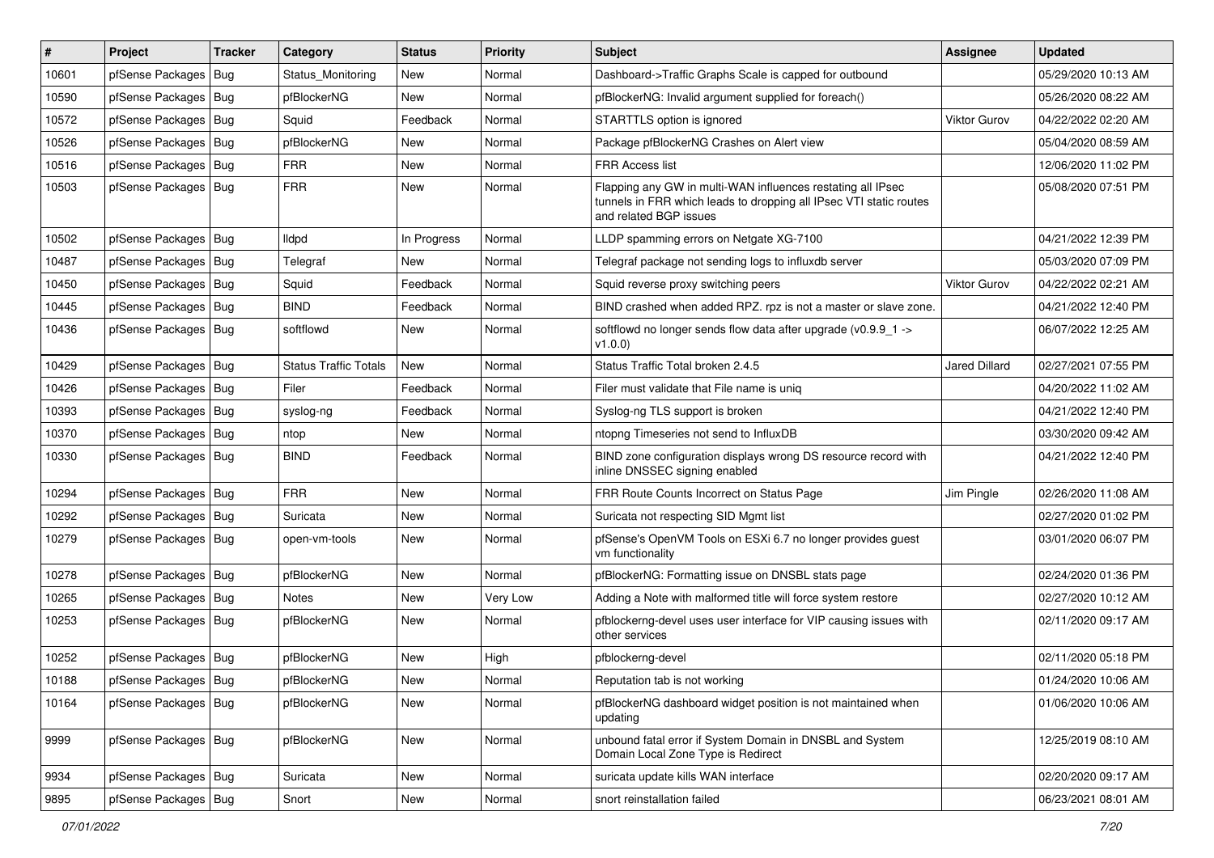| # | Project | Tracker | Category | Status | Priority | Subject | Assignee | Updated |
|---|---|---|---|---|---|---|---|---|
| 10601 | pfSense Packages | Bug | Status_Monitoring | New | Normal | Dashboard->Traffic Graphs Scale is capped for outbound | | 05/29/2020 10:13 AM |
| 10590 | pfSense Packages | Bug | pfBlockerNG | New | Normal | pfBlockerNG: Invalid argument supplied for foreach() | | 05/26/2020 08:22 AM |
| 10572 | pfSense Packages | Bug | Squid | Feedback | Normal | STARTTLS option is ignored | Viktor Gurov | 04/22/2022 02:20 AM |
| 10526 | pfSense Packages | Bug | pfBlockerNG | New | Normal | Package pfBlockerNG Crashes on Alert view | | 05/04/2020 08:59 AM |
| 10516 | pfSense Packages | Bug | FRR | New | Normal | FRR Access list | | 12/06/2020 11:02 PM |
| 10503 | pfSense Packages | Bug | FRR | New | Normal | Flapping any GW in multi-WAN influences restating all IPsec tunnels in FRR which leads to dropping all IPsec VTI static routes and related BGP issues | | 05/08/2020 07:51 PM |
| 10502 | pfSense Packages | Bug | lldpd | In Progress | Normal | LLDP spamming errors on Netgate XG-7100 | | 04/21/2022 12:39 PM |
| 10487 | pfSense Packages | Bug | Telegraf | New | Normal | Telegraf package not sending logs to influxdb server | | 05/03/2020 07:09 PM |
| 10450 | pfSense Packages | Bug | Squid | Feedback | Normal | Squid reverse proxy switching peers | Viktor Gurov | 04/22/2022 02:21 AM |
| 10445 | pfSense Packages | Bug | BIND | Feedback | Normal | BIND crashed when added RPZ. rpz is not a master or slave zone. | | 04/21/2022 12:40 PM |
| 10436 | pfSense Packages | Bug | softflowd | New | Normal | softflowd no longer sends flow data after upgrade (v0.9.9_1 -> v1.0.0) | | 06/07/2022 12:25 AM |
| 10429 | pfSense Packages | Bug | Status Traffic Totals | New | Normal | Status Traffic Total broken 2.4.5 | Jared Dillard | 02/27/2021 07:55 PM |
| 10426 | pfSense Packages | Bug | Filer | Feedback | Normal | Filer must validate that File name is uniq | | 04/20/2022 11:02 AM |
| 10393 | pfSense Packages | Bug | syslog-ng | Feedback | Normal | Syslog-ng TLS support is broken | | 04/21/2022 12:40 PM |
| 10370 | pfSense Packages | Bug | ntop | New | Normal | ntopng Timeseries not send to InfluxDB | | 03/30/2020 09:42 AM |
| 10330 | pfSense Packages | Bug | BIND | Feedback | Normal | BIND zone configuration displays wrong DS resource record with inline DNSSEC signing enabled | | 04/21/2022 12:40 PM |
| 10294 | pfSense Packages | Bug | FRR | New | Normal | FRR Route Counts Incorrect on Status Page | Jim Pingle | 02/26/2020 11:08 AM |
| 10292 | pfSense Packages | Bug | Suricata | New | Normal | Suricata not respecting SID Mgmt list | | 02/27/2020 01:02 PM |
| 10279 | pfSense Packages | Bug | open-vm-tools | New | Normal | pfSense's OpenVM Tools on ESXi 6.7 no longer provides guest vm functionality | | 03/01/2020 06:07 PM |
| 10278 | pfSense Packages | Bug | pfBlockerNG | New | Normal | pfBlockerNG: Formatting issue on DNSBL stats page | | 02/24/2020 01:36 PM |
| 10265 | pfSense Packages | Bug | Notes | New | Very Low | Adding a Note with malformed title will force system restore | | 02/27/2020 10:12 AM |
| 10253 | pfSense Packages | Bug | pfBlockerNG | New | Normal | pfblockerng-devel uses user interface for VIP causing issues with other services | | 02/11/2020 09:17 AM |
| 10252 | pfSense Packages | Bug | pfBlockerNG | New | High | pfblockerng-devel | | 02/11/2020 05:18 PM |
| 10188 | pfSense Packages | Bug | pfBlockerNG | New | Normal | Reputation tab is not working | | 01/24/2020 10:06 AM |
| 10164 | pfSense Packages | Bug | pfBlockerNG | New | Normal | pfBlockerNG dashboard widget position is not maintained when updating | | 01/06/2020 10:06 AM |
| 9999 | pfSense Packages | Bug | pfBlockerNG | New | Normal | unbound fatal error if System Domain in DNSBL and System Domain Local Zone Type is Redirect | | 12/25/2019 08:10 AM |
| 9934 | pfSense Packages | Bug | Suricata | New | Normal | suricata update kills WAN interface | | 02/20/2020 09:17 AM |
| 9895 | pfSense Packages | Bug | Snort | New | Normal | snort reinstallation failed | | 06/23/2021 08:01 AM |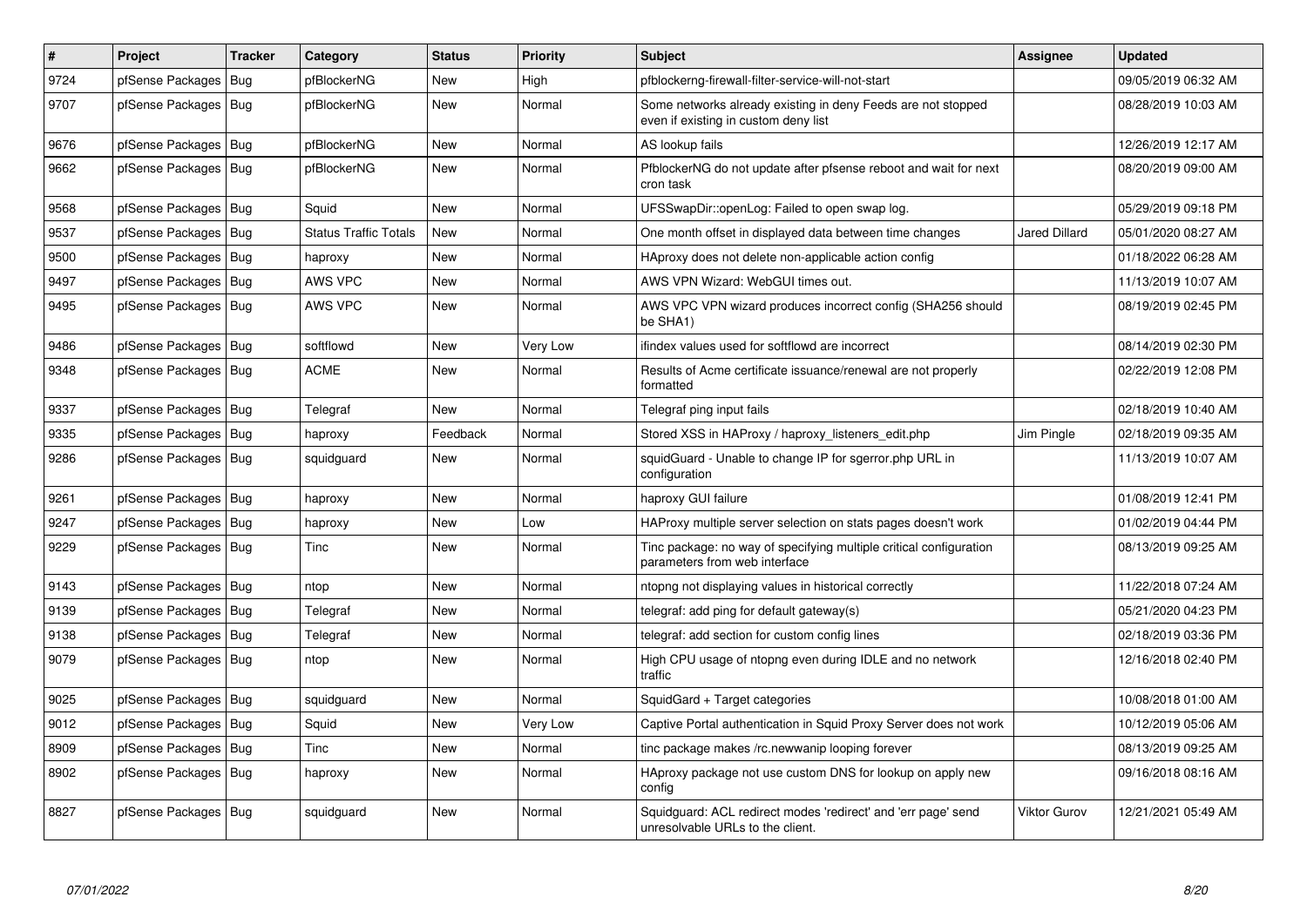| # | Project | Tracker | Category | Status | Priority | Subject | Assignee | Updated |
|---|---|---|---|---|---|---|---|---|
| 9724 | pfSense Packages | Bug | pfBlockerNG | New | High | pfblockerng-firewall-filter-service-will-not-start | | 09/05/2019 06:32 AM |
| 9707 | pfSense Packages | Bug | pfBlockerNG | New | Normal | Some networks already existing in deny Feeds are not stopped even if existing in custom deny list | | 08/28/2019 10:03 AM |
| 9676 | pfSense Packages | Bug | pfBlockerNG | New | Normal | AS lookup fails | | 12/26/2019 12:17 AM |
| 9662 | pfSense Packages | Bug | pfBlockerNG | New | Normal | PfblockerNG do not update after pfsense reboot and wait for next cron task | | 08/20/2019 09:00 AM |
| 9568 | pfSense Packages | Bug | Squid | New | Normal | UFSSwapDir::openLog: Failed to open swap log. | | 05/29/2019 09:18 PM |
| 9537 | pfSense Packages | Bug | Status Traffic Totals | New | Normal | One month offset in displayed data between time changes | Jared Dillard | 05/01/2020 08:27 AM |
| 9500 | pfSense Packages | Bug | haproxy | New | Normal | HAproxy does not delete non-applicable action config | | 01/18/2022 06:28 AM |
| 9497 | pfSense Packages | Bug | AWS VPC | New | Normal | AWS VPN Wizard: WebGUI times out. | | 11/13/2019 10:07 AM |
| 9495 | pfSense Packages | Bug | AWS VPC | New | Normal | AWS VPC VPN wizard produces incorrect config (SHA256 should be SHA1) | | 08/19/2019 02:45 PM |
| 9486 | pfSense Packages | Bug | softflowd | New | Very Low | ifindex values used for softflowd are incorrect | | 08/14/2019 02:30 PM |
| 9348 | pfSense Packages | Bug | ACME | New | Normal | Results of Acme certificate issuance/renewal are not properly formatted | | 02/22/2019 12:08 PM |
| 9337 | pfSense Packages | Bug | Telegraf | New | Normal | Telegraf ping input fails | | 02/18/2019 10:40 AM |
| 9335 | pfSense Packages | Bug | haproxy | Feedback | Normal | Stored XSS in HAProxy / haproxy_listeners_edit.php | Jim Pingle | 02/18/2019 09:35 AM |
| 9286 | pfSense Packages | Bug | squidguard | New | Normal | squidGuard - Unable to change IP for sgerror.php URL in configuration | | 11/13/2019 10:07 AM |
| 9261 | pfSense Packages | Bug | haproxy | New | Normal | haproxy GUI failure | | 01/08/2019 12:41 PM |
| 9247 | pfSense Packages | Bug | haproxy | New | Low | HAProxy multiple server selection on stats pages doesn't work | | 01/02/2019 04:44 PM |
| 9229 | pfSense Packages | Bug | Tinc | New | Normal | Tinc package: no way of specifying multiple critical configuration parameters from web interface | | 08/13/2019 09:25 AM |
| 9143 | pfSense Packages | Bug | ntop | New | Normal | ntopng not displaying values in historical correctly | | 11/22/2018 07:24 AM |
| 9139 | pfSense Packages | Bug | Telegraf | New | Normal | telegraf: add ping for default gateway(s) | | 05/21/2020 04:23 PM |
| 9138 | pfSense Packages | Bug | Telegraf | New | Normal | telegraf: add section for custom config lines | | 02/18/2019 03:36 PM |
| 9079 | pfSense Packages | Bug | ntop | New | Normal | High CPU usage of ntopng even during IDLE and no network traffic | | 12/16/2018 02:40 PM |
| 9025 | pfSense Packages | Bug | squidguard | New | Normal | SquidGard + Target categories | | 10/08/2018 01:00 AM |
| 9012 | pfSense Packages | Bug | Squid | New | Very Low | Captive Portal authentication in Squid Proxy Server does not work | | 10/12/2019 05:06 AM |
| 8909 | pfSense Packages | Bug | Tinc | New | Normal | tinc package makes /rc.newwanip looping forever | | 08/13/2019 09:25 AM |
| 8902 | pfSense Packages | Bug | haproxy | New | Normal | HAproxy package not use custom DNS for lookup on apply new config | | 09/16/2018 08:16 AM |
| 8827 | pfSense Packages | Bug | squidguard | New | Normal | Squidguard: ACL redirect modes 'redirect' and 'err page' send unresolvable URLs to the client. | Viktor Gurov | 12/21/2021 05:49 AM |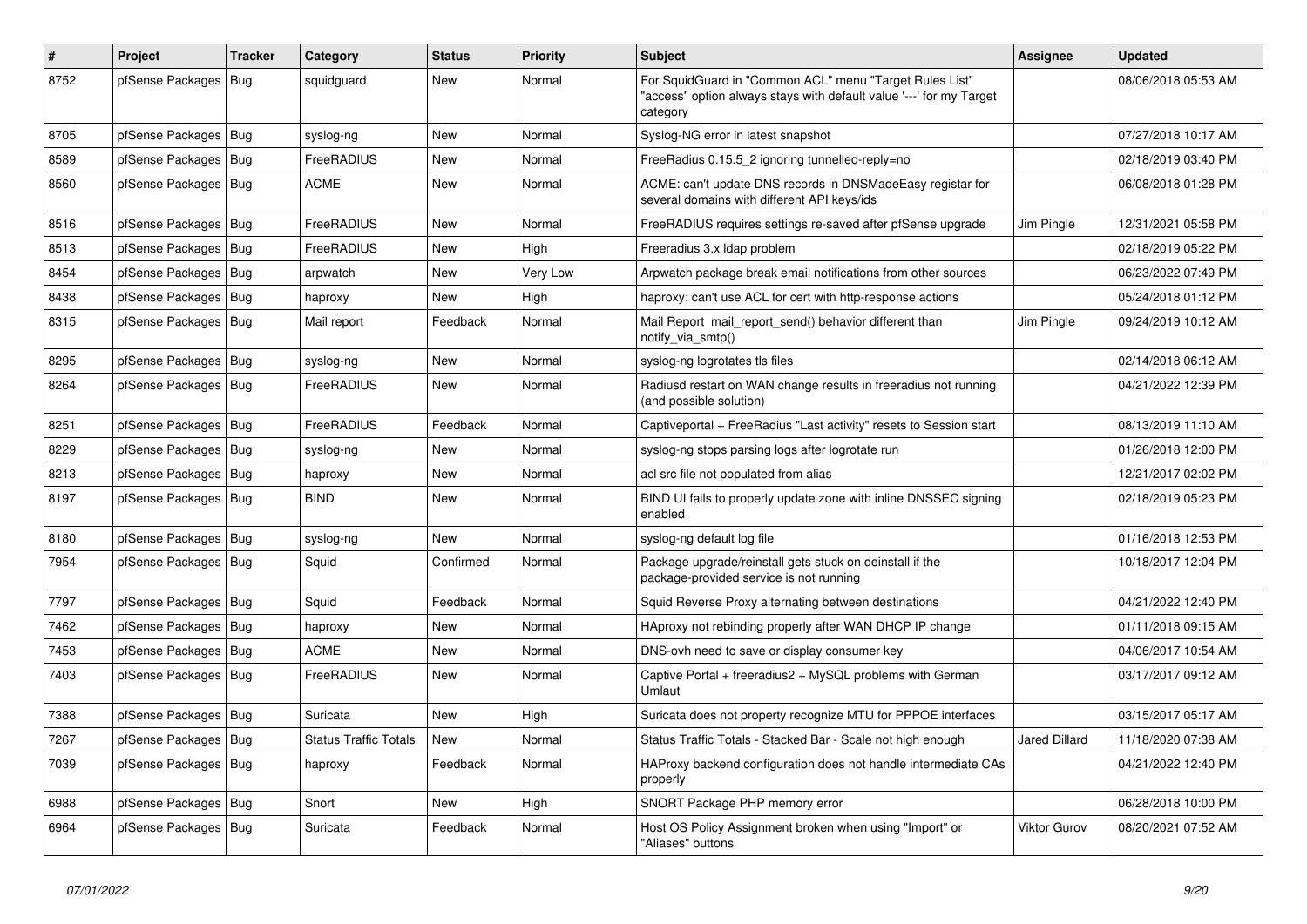| # | Project | Tracker | Category | Status | Priority | Subject | Assignee | Updated |
|---|---|---|---|---|---|---|---|---|
| 8752 | pfSense Packages | Bug | squidguard | New | Normal | For SquidGuard in "Common ACL" menu "Target Rules List" "access" option always stays with default value '---' for my Target category | | 08/06/2018 05:53 AM |
| 8705 | pfSense Packages | Bug | syslog-ng | New | Normal | Syslog-NG error in latest snapshot | | 07/27/2018 10:17 AM |
| 8589 | pfSense Packages | Bug | FreeRADIUS | New | Normal | FreeRadius 0.15.5_2 ignoring tunnelled-reply=no | | 02/18/2019 03:40 PM |
| 8560 | pfSense Packages | Bug | ACME | New | Normal | ACME: can't update DNS records in DNSMadeEasy registar for several domains with different API keys/ids | | 06/08/2018 01:28 PM |
| 8516 | pfSense Packages | Bug | FreeRADIUS | New | Normal | FreeRADIUS requires settings re-saved after pfSense upgrade | Jim Pingle | 12/31/2021 05:58 PM |
| 8513 | pfSense Packages | Bug | FreeRADIUS | New | High | Freeradius 3.x ldap problem | | 02/18/2019 05:22 PM |
| 8454 | pfSense Packages | Bug | arpwatch | New | Very Low | Arpwatch package break email notifications from other sources | | 06/23/2022 07:49 PM |
| 8438 | pfSense Packages | Bug | haproxy | New | High | haproxy: can't use ACL for cert with http-response actions | | 05/24/2018 01:12 PM |
| 8315 | pfSense Packages | Bug | Mail report | Feedback | Normal | Mail Report mail_report_send() behavior different than notify_via_smtp() | Jim Pingle | 09/24/2019 10:12 AM |
| 8295 | pfSense Packages | Bug | syslog-ng | New | Normal | syslog-ng logrotates tls files | | 02/14/2018 06:12 AM |
| 8264 | pfSense Packages | Bug | FreeRADIUS | New | Normal | Radiusd restart on WAN change results in freeradius not running (and possible solution) | | 04/21/2022 12:39 PM |
| 8251 | pfSense Packages | Bug | FreeRADIUS | Feedback | Normal | Captiveportal + FreeRadius "Last activity" resets to Session start | | 08/13/2019 11:10 AM |
| 8229 | pfSense Packages | Bug | syslog-ng | New | Normal | syslog-ng stops parsing logs after logrotate run | | 01/26/2018 12:00 PM |
| 8213 | pfSense Packages | Bug | haproxy | New | Normal | acl src file not populated from alias | | 12/21/2017 02:02 PM |
| 8197 | pfSense Packages | Bug | BIND | New | Normal | BIND UI fails to properly update zone with inline DNSSEC signing enabled | | 02/18/2019 05:23 PM |
| 8180 | pfSense Packages | Bug | syslog-ng | New | Normal | syslog-ng default log file | | 01/16/2018 12:53 PM |
| 7954 | pfSense Packages | Bug | Squid | Confirmed | Normal | Package upgrade/reinstall gets stuck on deinstall if the package-provided service is not running | | 10/18/2017 12:04 PM |
| 7797 | pfSense Packages | Bug | Squid | Feedback | Normal | Squid Reverse Proxy alternating between destinations | | 04/21/2022 12:40 PM |
| 7462 | pfSense Packages | Bug | haproxy | New | Normal | HAproxy not rebinding properly after WAN DHCP IP change | | 01/11/2018 09:15 AM |
| 7453 | pfSense Packages | Bug | ACME | New | Normal | DNS-ovh need to save or display consumer key | | 04/06/2017 10:54 AM |
| 7403 | pfSense Packages | Bug | FreeRADIUS | New | Normal | Captive Portal + freeradius2 + MySQL problems with German Umlaut | | 03/17/2017 09:12 AM |
| 7388 | pfSense Packages | Bug | Suricata | New | High | Suricata does not property recognize MTU for PPPOE interfaces | | 03/15/2017 05:17 AM |
| 7267 | pfSense Packages | Bug | Status Traffic Totals | New | Normal | Status Traffic Totals - Stacked Bar - Scale not high enough | Jared Dillard | 11/18/2020 07:38 AM |
| 7039 | pfSense Packages | Bug | haproxy | Feedback | Normal | HAProxy backend configuration does not handle intermediate CAs properly | | 04/21/2022 12:40 PM |
| 6988 | pfSense Packages | Bug | Snort | New | High | SNORT Package PHP memory error | | 06/28/2018 10:00 PM |
| 6964 | pfSense Packages | Bug | Suricata | Feedback | Normal | Host OS Policy Assignment broken when using "Import" or "Aliases" buttons | Viktor Gurov | 08/20/2021 07:52 AM |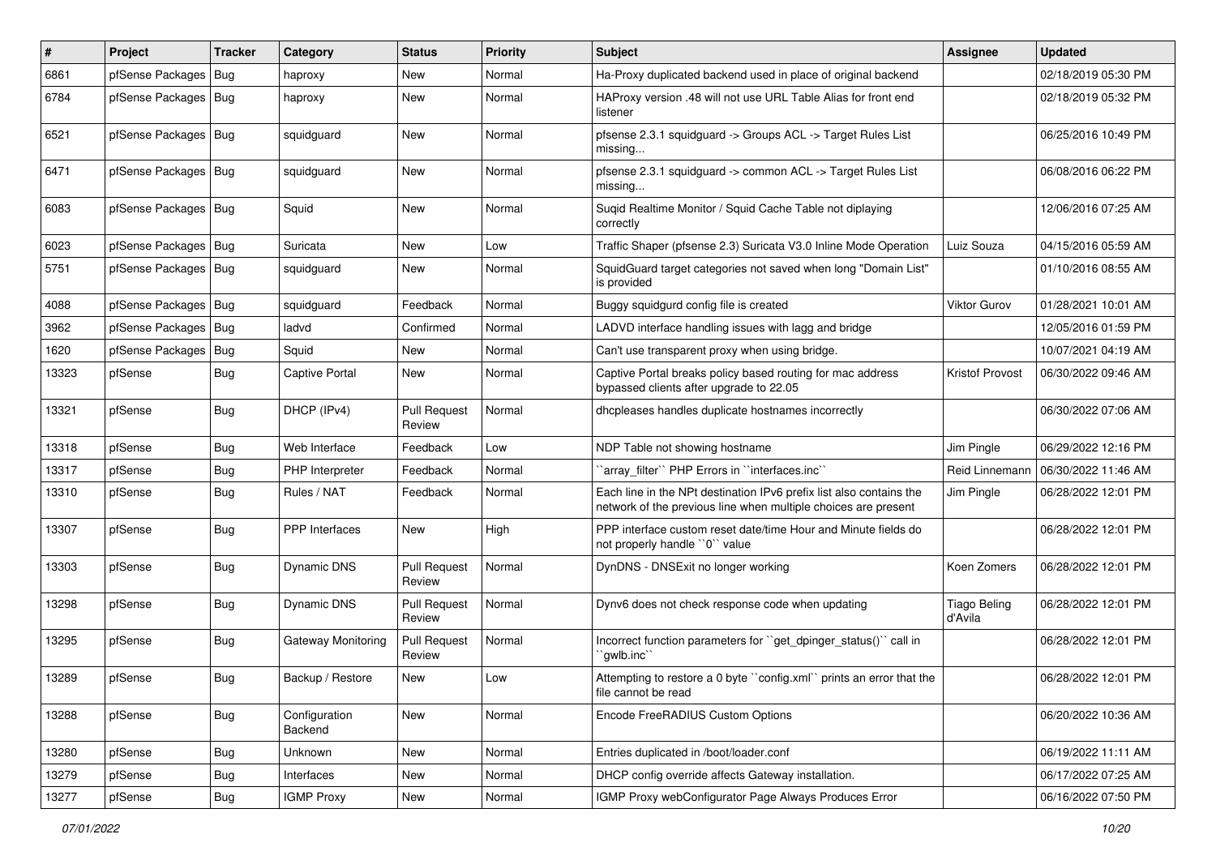| # | Project | Tracker | Category | Status | Priority | Subject | Assignee | Updated |
|---|---|---|---|---|---|---|---|---|
| 6861 | pfSense Packages | Bug | haproxy | New | Normal | Ha-Proxy duplicated backend used in place of original backend | | 02/18/2019 05:30 PM |
| 6784 | pfSense Packages | Bug | haproxy | New | Normal | HAProxy version .48 will not use URL Table Alias for front end listener | | 02/18/2019 05:32 PM |
| 6521 | pfSense Packages | Bug | squidguard | New | Normal | pfsense 2.3.1 squidguard -> Groups ACL -> Target Rules List missing... | | 06/25/2016 10:49 PM |
| 6471 | pfSense Packages | Bug | squidguard | New | Normal | pfsense 2.3.1 squidguard -> common ACL -> Target Rules List missing... | | 06/08/2016 06:22 PM |
| 6083 | pfSense Packages | Bug | Squid | New | Normal | Suqid Realtime Monitor / Squid Cache Table not diplaying correctly | | 12/06/2016 07:25 AM |
| 6023 | pfSense Packages | Bug | Suricata | New | Low | Traffic Shaper (pfsense 2.3) Suricata V3.0 Inline Mode Operation | Luiz Souza | 04/15/2016 05:59 AM |
| 5751 | pfSense Packages | Bug | squidguard | New | Normal | SquidGuard target categories not saved when long "Domain List" is provided | | 01/10/2016 08:55 AM |
| 4088 | pfSense Packages | Bug | squidguard | Feedback | Normal | Buggy squidgurd config file is created | Viktor Gurov | 01/28/2021 10:01 AM |
| 3962 | pfSense Packages | Bug | ladvd | Confirmed | Normal | LADVD interface handling issues with lagg and bridge | | 12/05/2016 01:59 PM |
| 1620 | pfSense Packages | Bug | Squid | New | Normal | Can't use transparent proxy when using bridge. | | 10/07/2021 04:19 AM |
| 13323 | pfSense | Bug | Captive Portal | New | Normal | Captive Portal breaks policy based routing for mac address bypassed clients after upgrade to 22.05 | Kristof Provost | 06/30/2022 09:46 AM |
| 13321 | pfSense | Bug | DHCP (IPv4) | Pull Request Review | Normal | dhcpleases handles duplicate hostnames incorrectly | | 06/30/2022 07:06 AM |
| 13318 | pfSense | Bug | Web Interface | Feedback | Low | NDP Table not showing hostname | Jim Pingle | 06/29/2022 12:16 PM |
| 13317 | pfSense | Bug | PHP Interpreter | Feedback | Normal | ``array_filter`` PHP Errors in ``interfaces.inc`` | Reid Linnemann | 06/30/2022 11:46 AM |
| 13310 | pfSense | Bug | Rules / NAT | Feedback | Normal | Each line in the NPt destination IPv6 prefix list also contains the network of the previous line when multiple choices are present | Jim Pingle | 06/28/2022 12:01 PM |
| 13307 | pfSense | Bug | PPP Interfaces | New | High | PPP interface custom reset date/time Hour and Minute fields do not properly handle ``0`` value | | 06/28/2022 12:01 PM |
| 13303 | pfSense | Bug | Dynamic DNS | Pull Request Review | Normal | DynDNS - DNSExit no longer working | Koen Zomers | 06/28/2022 12:01 PM |
| 13298 | pfSense | Bug | Dynamic DNS | Pull Request Review | Normal | Dynv6 does not check response code when updating | Tiago Beling d'Avila | 06/28/2022 12:01 PM |
| 13295 | pfSense | Bug | Gateway Monitoring | Pull Request Review | Normal | Incorrect function parameters for ``get_dpinger_status()`` call in ``gwlb.inc`` | | 06/28/2022 12:01 PM |
| 13289 | pfSense | Bug | Backup / Restore | New | Low | Attempting to restore a 0 byte ``config.xml`` prints an error that the file cannot be read | | 06/28/2022 12:01 PM |
| 13288 | pfSense | Bug | Configuration Backend | New | Normal | Encode FreeRADIUS Custom Options | | 06/20/2022 10:36 AM |
| 13280 | pfSense | Bug | Unknown | New | Normal | Entries duplicated in /boot/loader.conf | | 06/19/2022 11:11 AM |
| 13279 | pfSense | Bug | Interfaces | New | Normal | DHCP config override affects Gateway installation. | | 06/17/2022 07:25 AM |
| 13277 | pfSense | Bug | IGMP Proxy | New | Normal | IGMP Proxy webConfigurator Page Always Produces Error | | 06/16/2022 07:50 PM |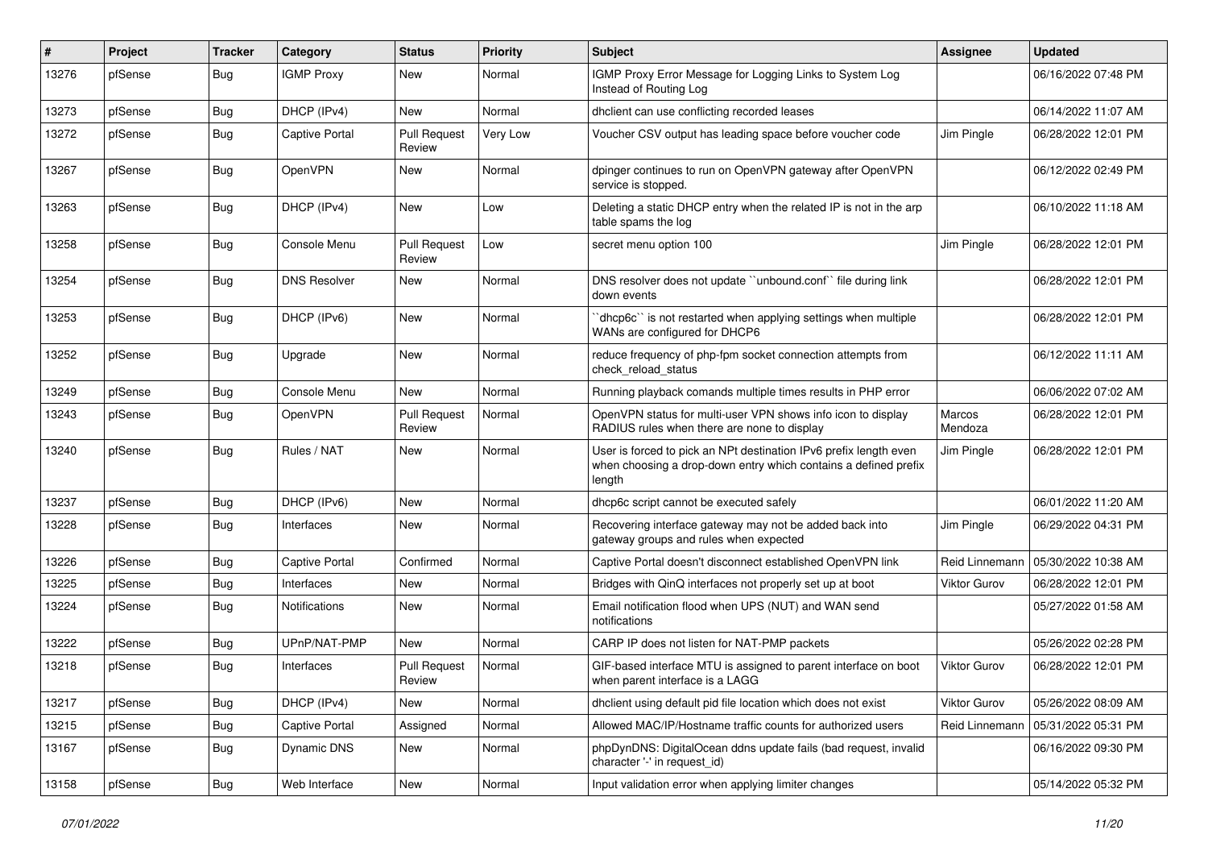| # | Project | Tracker | Category | Status | Priority | Subject | Assignee | Updated |
|---|---|---|---|---|---|---|---|---|
| 13276 | pfSense | Bug | IGMP Proxy | New | Normal | IGMP Proxy Error Message for Logging Links to System Log Instead of Routing Log | | 06/16/2022 07:48 PM |
| 13273 | pfSense | Bug | DHCP (IPv4) | New | Normal | dhclient can use conflicting recorded leases | | 06/14/2022 11:07 AM |
| 13272 | pfSense | Bug | Captive Portal | Pull Request Review | Very Low | Voucher CSV output has leading space before voucher code | Jim Pingle | 06/28/2022 12:01 PM |
| 13267 | pfSense | Bug | OpenVPN | New | Normal | dpinger continues to run on OpenVPN gateway after OpenVPN service is stopped. | | 06/12/2022 02:49 PM |
| 13263 | pfSense | Bug | DHCP (IPv4) | New | Low | Deleting a static DHCP entry when the related IP is not in the arp table spams the log | | 06/10/2022 11:18 AM |
| 13258 | pfSense | Bug | Console Menu | Pull Request Review | Low | secret menu option 100 | Jim Pingle | 06/28/2022 12:01 PM |
| 13254 | pfSense | Bug | DNS Resolver | New | Normal | DNS resolver does not update ``unbound.conf`` file during link down events | | 06/28/2022 12:01 PM |
| 13253 | pfSense | Bug | DHCP (IPv6) | New | Normal | ``dhcp6c`` is not restarted when applying settings when multiple WANs are configured for DHCP6 | | 06/28/2022 12:01 PM |
| 13252 | pfSense | Bug | Upgrade | New | Normal | reduce frequency of php-fpm socket connection attempts from check_reload_status | | 06/12/2022 11:11 AM |
| 13249 | pfSense | Bug | Console Menu | New | Normal | Running playback comands multiple times results in PHP error | | 06/06/2022 07:02 AM |
| 13243 | pfSense | Bug | OpenVPN | Pull Request Review | Normal | OpenVPN status for multi-user VPN shows info icon to display RADIUS rules when there are none to display | Marcos Mendoza | 06/28/2022 12:01 PM |
| 13240 | pfSense | Bug | Rules / NAT | New | Normal | User is forced to pick an NPt destination IPv6 prefix length even when choosing a drop-down entry which contains a defined prefix length | Jim Pingle | 06/28/2022 12:01 PM |
| 13237 | pfSense | Bug | DHCP (IPv6) | New | Normal | dhcp6c script cannot be executed safely | | 06/01/2022 11:20 AM |
| 13228 | pfSense | Bug | Interfaces | New | Normal | Recovering interface gateway may not be added back into gateway groups and rules when expected | Jim Pingle | 06/29/2022 04:31 PM |
| 13226 | pfSense | Bug | Captive Portal | Confirmed | Normal | Captive Portal doesn't disconnect established OpenVPN link | Reid Linnemann | 05/30/2022 10:38 AM |
| 13225 | pfSense | Bug | Interfaces | New | Normal | Bridges with QinQ interfaces not properly set up at boot | Viktor Gurov | 06/28/2022 12:01 PM |
| 13224 | pfSense | Bug | Notifications | New | Normal | Email notification flood when UPS (NUT) and WAN send notifications | | 05/27/2022 01:58 AM |
| 13222 | pfSense | Bug | UPnP/NAT-PMP | New | Normal | CARP IP does not listen for NAT-PMP packets | | 05/26/2022 02:28 PM |
| 13218 | pfSense | Bug | Interfaces | Pull Request Review | Normal | GIF-based interface MTU is assigned to parent interface on boot when parent interface is a LAGG | Viktor Gurov | 06/28/2022 12:01 PM |
| 13217 | pfSense | Bug | DHCP (IPv4) | New | Normal | dhclient using default pid file location which does not exist | Viktor Gurov | 05/26/2022 08:09 AM |
| 13215 | pfSense | Bug | Captive Portal | Assigned | Normal | Allowed MAC/IP/Hostname traffic counts for authorized users | Reid Linnemann | 05/31/2022 05:31 PM |
| 13167 | pfSense | Bug | Dynamic DNS | New | Normal | phpDynDNS: DigitalOcean ddns update fails (bad request, invalid character '-' in request_id) | | 06/16/2022 09:30 PM |
| 13158 | pfSense | Bug | Web Interface | New | Normal | Input validation error when applying limiter changes | | 05/14/2022 05:32 PM |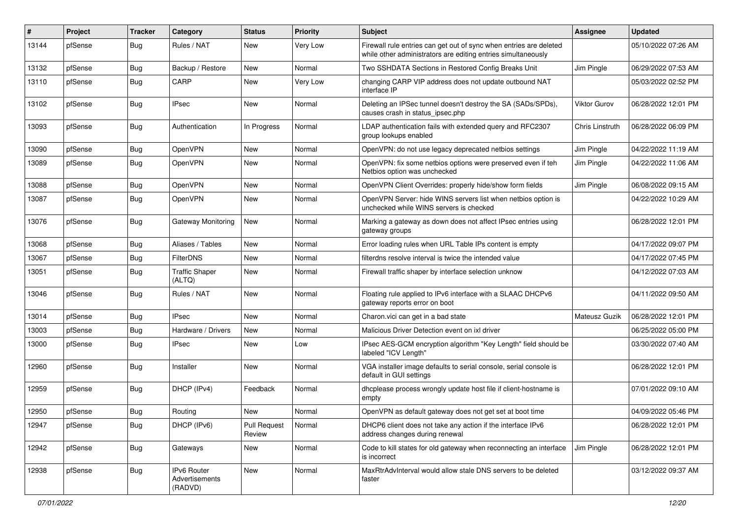| # | Project | Tracker | Category | Status | Priority | Subject | Assignee | Updated |
|---|---|---|---|---|---|---|---|---|
| 13144 | pfSense | Bug | Rules / NAT | New | Very Low | Firewall rule entries can get out of sync when entries are deleted while other administrators are editing entries simultaneously | | 05/10/2022 07:26 AM |
| 13132 | pfSense | Bug | Backup / Restore | New | Normal | Two SSHDATA Sections in Restored Config Breaks Unit | Jim Pingle | 06/29/2022 07:53 AM |
| 13110 | pfSense | Bug | CARP | New | Very Low | changing CARP VIP address does not update outbound NAT interface IP | | 05/03/2022 02:52 PM |
| 13102 | pfSense | Bug | IPsec | New | Normal | Deleting an IPSec tunnel doesn't destroy the SA (SADs/SPDs), causes crash in status_ipsec.php | Viktor Gurov | 06/28/2022 12:01 PM |
| 13093 | pfSense | Bug | Authentication | In Progress | Normal | LDAP authentication fails with extended query and RFC2307 group lookups enabled | Chris Linstruth | 06/28/2022 06:09 PM |
| 13090 | pfSense | Bug | OpenVPN | New | Normal | OpenVPN: do not use legacy deprecated netbios settings | Jim Pingle | 04/22/2022 11:19 AM |
| 13089 | pfSense | Bug | OpenVPN | New | Normal | OpenVPN: fix some netbios options were preserved even if teh Netbios option was unchecked | Jim Pingle | 04/22/2022 11:06 AM |
| 13088 | pfSense | Bug | OpenVPN | New | Normal | OpenVPN Client Overrides: properly hide/show form fields | Jim Pingle | 06/08/2022 09:15 AM |
| 13087 | pfSense | Bug | OpenVPN | New | Normal | OpenVPN Server: hide WINS servers list when netbios option is unchecked while WINS servers is checked | | 04/22/2022 10:29 AM |
| 13076 | pfSense | Bug | Gateway Monitoring | New | Normal | Marking a gateway as down does not affect IPsec entries using gateway groups | | 06/28/2022 12:01 PM |
| 13068 | pfSense | Bug | Aliases / Tables | New | Normal | Error loading rules when URL Table IPs content is empty | | 04/17/2022 09:07 PM |
| 13067 | pfSense | Bug | FilterDNS | New | Normal | filterdns resolve interval is twice the intended value | | 04/17/2022 07:45 PM |
| 13051 | pfSense | Bug | Traffic Shaper (ALTQ) | New | Normal | Firewall traffic shaper by interface selection unknow | | 04/12/2022 07:03 AM |
| 13046 | pfSense | Bug | Rules / NAT | New | Normal | Floating rule applied to IPv6 interface with a SLAAC DHCPv6 gateway reports error on boot | | 04/11/2022 09:50 AM |
| 13014 | pfSense | Bug | IPsec | New | Normal | Charon.vici can get in a bad state | Mateusz Guzik | 06/28/2022 12:01 PM |
| 13003 | pfSense | Bug | Hardware / Drivers | New | Normal | Malicious Driver Detection event on ixl driver | | 06/25/2022 05:00 PM |
| 13000 | pfSense | Bug | IPsec | New | Low | IPsec AES-GCM encryption algorithm "Key Length" field should be labeled "ICV Length" | | 03/30/2022 07:40 AM |
| 12960 | pfSense | Bug | Installer | New | Normal | VGA installer image defaults to serial console, serial console is default in GUI settings | | 06/28/2022 12:01 PM |
| 12959 | pfSense | Bug | DHCP (IPv4) | Feedback | Normal | dhcplease process wrongly update host file if client-hostname is empty | | 07/01/2022 09:10 AM |
| 12950 | pfSense | Bug | Routing | New | Normal | OpenVPN as default gateway does not get set at boot time | | 04/09/2022 05:46 PM |
| 12947 | pfSense | Bug | DHCP (IPv6) | Pull Request Review | Normal | DHCP6 client does not take any action if the interface IPv6 address changes during renewal | | 06/28/2022 12:01 PM |
| 12942 | pfSense | Bug | Gateways | New | Normal | Code to kill states for old gateway when reconnecting an interface is incorrect | Jim Pingle | 06/28/2022 12:01 PM |
| 12938 | pfSense | Bug | IPv6 Router Advertisements (RADVD) | New | Normal | MaxRtrAdvInterval would allow stale DNS servers to be deleted faster | | 03/12/2022 09:37 AM |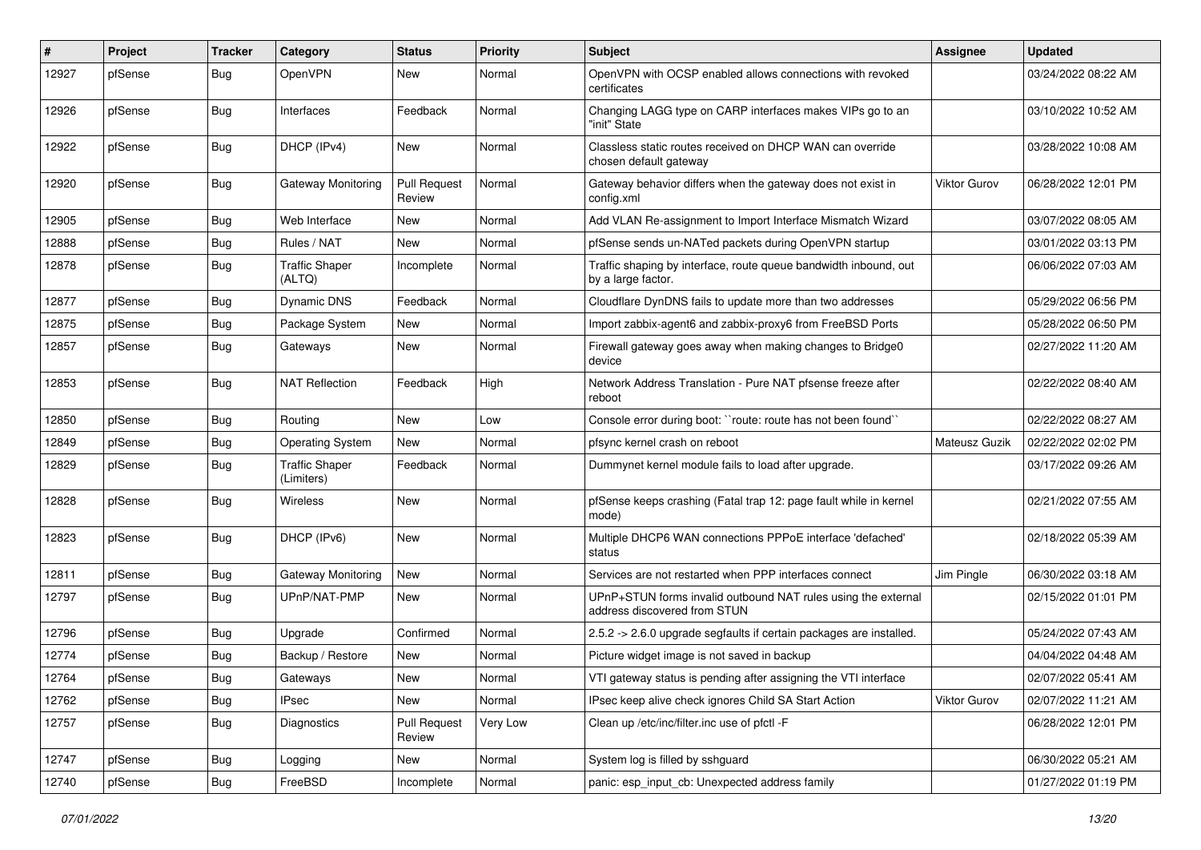| # | Project | Tracker | Category | Status | Priority | Subject | Assignee | Updated |
|---|---|---|---|---|---|---|---|---|
| 12927 | pfSense | Bug | OpenVPN | New | Normal | OpenVPN with OCSP enabled allows connections with revoked certificates | | 03/24/2022 08:22 AM |
| 12926 | pfSense | Bug | Interfaces | Feedback | Normal | Changing LAGG type on CARP interfaces makes VIPs go to an "init" State | | 03/10/2022 10:52 AM |
| 12922 | pfSense | Bug | DHCP (IPv4) | New | Normal | Classless static routes received on DHCP WAN can override chosen default gateway | | 03/28/2022 10:08 AM |
| 12920 | pfSense | Bug | Gateway Monitoring | Pull Request Review | Normal | Gateway behavior differs when the gateway does not exist in config.xml | Viktor Gurov | 06/28/2022 12:01 PM |
| 12905 | pfSense | Bug | Web Interface | New | Normal | Add VLAN Re-assignment to Import Interface Mismatch Wizard | | 03/07/2022 08:05 AM |
| 12888 | pfSense | Bug | Rules / NAT | New | Normal | pfSense sends un-NATed packets during OpenVPN startup | | 03/01/2022 03:13 PM |
| 12878 | pfSense | Bug | Traffic Shaper (ALTQ) | Incomplete | Normal | Traffic shaping by interface, route queue bandwidth inbound, out by a large factor. | | 06/06/2022 07:03 AM |
| 12877 | pfSense | Bug | Dynamic DNS | Feedback | Normal | Cloudflare DynDNS fails to update more than two addresses | | 05/29/2022 06:56 PM |
| 12875 | pfSense | Bug | Package System | New | Normal | Import zabbix-agent6 and zabbix-proxy6 from FreeBSD Ports | | 05/28/2022 06:50 PM |
| 12857 | pfSense | Bug | Gateways | New | Normal | Firewall gateway goes away when making changes to Bridge0 device | | 02/27/2022 11:20 AM |
| 12853 | pfSense | Bug | NAT Reflection | Feedback | High | Network Address Translation - Pure NAT pfsense freeze after reboot | | 02/22/2022 08:40 AM |
| 12850 | pfSense | Bug | Routing | New | Low | Console error during boot: ``route: route has not been found`` | | 02/22/2022 08:27 AM |
| 12849 | pfSense | Bug | Operating System | New | Normal | pfsync kernel crash on reboot | Mateusz Guzik | 02/22/2022 02:02 PM |
| 12829 | pfSense | Bug | Traffic Shaper (Limiters) | Feedback | Normal | Dummynet kernel module fails to load after upgrade. | | 03/17/2022 09:26 AM |
| 12828 | pfSense | Bug | Wireless | New | Normal | pfSense keeps crashing (Fatal trap 12: page fault while in kernel mode) | | 02/21/2022 07:55 AM |
| 12823 | pfSense | Bug | DHCP (IPv6) | New | Normal | Multiple DHCP6 WAN connections PPPoE interface 'defached' status | | 02/18/2022 05:39 AM |
| 12811 | pfSense | Bug | Gateway Monitoring | New | Normal | Services are not restarted when PPP interfaces connect | Jim Pingle | 06/30/2022 03:18 AM |
| 12797 | pfSense | Bug | UPnP/NAT-PMP | New | Normal | UPnP+STUN forms invalid outbound NAT rules using the external address discovered from STUN | | 02/15/2022 01:01 PM |
| 12796 | pfSense | Bug | Upgrade | Confirmed | Normal | 2.5.2 -> 2.6.0 upgrade segfaults if certain packages are installed. | | 05/24/2022 07:43 AM |
| 12774 | pfSense | Bug | Backup / Restore | New | Normal | Picture widget image is not saved in backup | | 04/04/2022 04:48 AM |
| 12764 | pfSense | Bug | Gateways | New | Normal | VTI gateway status is pending after assigning the VTI interface | | 02/07/2022 05:41 AM |
| 12762 | pfSense | Bug | IPsec | New | Normal | IPsec keep alive check ignores Child SA Start Action | Viktor Gurov | 02/07/2022 11:21 AM |
| 12757 | pfSense | Bug | Diagnostics | Pull Request Review | Very Low | Clean up /etc/inc/filter.inc use of pfctl -F | | 06/28/2022 12:01 PM |
| 12747 | pfSense | Bug | Logging | New | Normal | System log is filled by sshguard | | 06/30/2022 05:21 AM |
| 12740 | pfSense | Bug | FreeBSD | Incomplete | Normal | panic: esp_input_cb: Unexpected address family | | 01/27/2022 01:19 PM |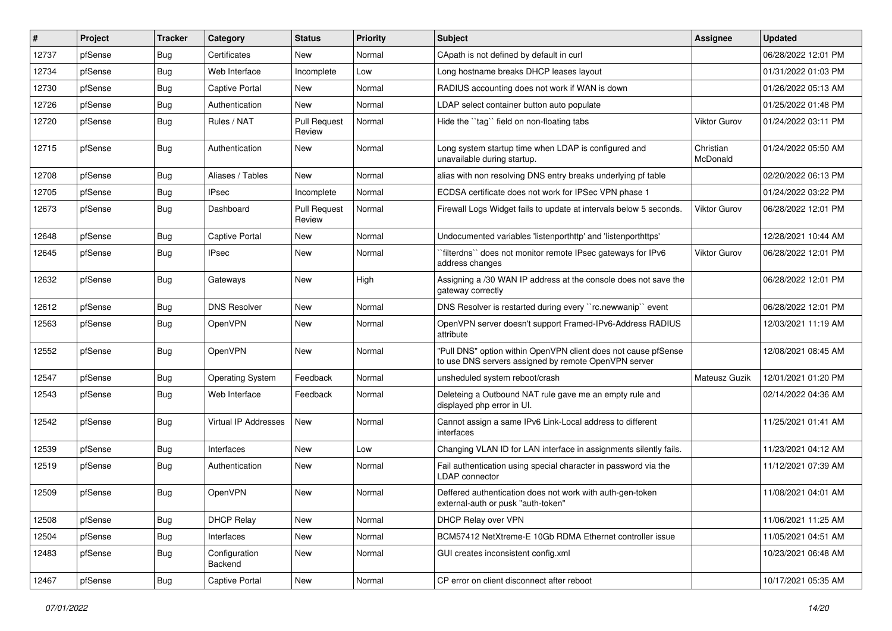| # | Project | Tracker | Category | Status | Priority | Subject | Assignee | Updated |
|---|---|---|---|---|---|---|---|---|
| 12737 | pfSense | Bug | Certificates | New | Normal | CApath is not defined by default in curl | | 06/28/2022 12:01 PM |
| 12734 | pfSense | Bug | Web Interface | Incomplete | Low | Long hostname breaks DHCP leases layout | | 01/31/2022 01:03 PM |
| 12730 | pfSense | Bug | Captive Portal | New | Normal | RADIUS accounting does not work if WAN is down | | 01/26/2022 05:13 AM |
| 12726 | pfSense | Bug | Authentication | New | Normal | LDAP select container button auto populate | | 01/25/2022 01:48 PM |
| 12720 | pfSense | Bug | Rules / NAT | Pull Request Review | Normal | Hide the ``tag`` field on non-floating tabs | Viktor Gurov | 01/24/2022 03:11 PM |
| 12715 | pfSense | Bug | Authentication | New | Normal | Long system startup time when LDAP is configured and unavailable during startup. | Christian McDonald | 01/24/2022 05:50 AM |
| 12708 | pfSense | Bug | Aliases / Tables | New | Normal | alias with non resolving DNS entry breaks underlying pf table | | 02/20/2022 06:13 PM |
| 12705 | pfSense | Bug | IPsec | Incomplete | Normal | ECDSA certificate does not work for IPSec VPN phase 1 | | 01/24/2022 03:22 PM |
| 12673 | pfSense | Bug | Dashboard | Pull Request Review | Normal | Firewall Logs Widget fails to update at intervals below 5 seconds. | Viktor Gurov | 06/28/2022 12:01 PM |
| 12648 | pfSense | Bug | Captive Portal | New | Normal | Undocumented variables 'listenporthttp' and 'listenporthttps' | | 12/28/2021 10:44 AM |
| 12645 | pfSense | Bug | IPsec | New | Normal | ``filterdns`` does not monitor remote IPsec gateways for IPv6 address changes | Viktor Gurov | 06/28/2022 12:01 PM |
| 12632 | pfSense | Bug | Gateways | New | High | Assigning a /30 WAN IP address at the console does not save the gateway correctly | | 06/28/2022 12:01 PM |
| 12612 | pfSense | Bug | DNS Resolver | New | Normal | DNS Resolver is restarted during every ``rc.newwanip`` event | | 06/28/2022 12:01 PM |
| 12563 | pfSense | Bug | OpenVPN | New | Normal | OpenVPN server doesn't support Framed-IPv6-Address RADIUS attribute | | 12/03/2021 11:19 AM |
| 12552 | pfSense | Bug | OpenVPN | New | Normal | "Pull DNS" option within OpenVPN client does not cause pfSense to use DNS servers assigned by remote OpenVPN server | | 12/08/2021 08:45 AM |
| 12547 | pfSense | Bug | Operating System | Feedback | Normal | unsheduled system reboot/crash | Mateusz Guzik | 12/01/2021 01:20 PM |
| 12543 | pfSense | Bug | Web Interface | Feedback | Normal | Deleteing a Outbound NAT rule gave me an empty rule and displayed php error in UI. | | 02/14/2022 04:36 AM |
| 12542 | pfSense | Bug | Virtual IP Addresses | New | Normal | Cannot assign a same IPv6 Link-Local address to different interfaces | | 11/25/2021 01:41 AM |
| 12539 | pfSense | Bug | Interfaces | New | Low | Changing VLAN ID for LAN interface in assignments silently fails. | | 11/23/2021 04:12 AM |
| 12519 | pfSense | Bug | Authentication | New | Normal | Fail authentication using special character in password via the LDAP connector | | 11/12/2021 07:39 AM |
| 12509 | pfSense | Bug | OpenVPN | New | Normal | Deffered authentication does not work with auth-gen-token external-auth or pusk "auth-token" | | 11/08/2021 04:01 AM |
| 12508 | pfSense | Bug | DHCP Relay | New | Normal | DHCP Relay over VPN | | 11/06/2021 11:25 AM |
| 12504 | pfSense | Bug | Interfaces | New | Normal | BCM57412 NetXtreme-E 10Gb RDMA Ethernet controller issue | | 11/05/2021 04:51 AM |
| 12483 | pfSense | Bug | Configuration Backend | New | Normal | GUI creates inconsistent config.xml | | 10/23/2021 06:48 AM |
| 12467 | pfSense | Bug | Captive Portal | New | Normal | CP error on client disconnect after reboot | | 10/17/2021 05:35 AM |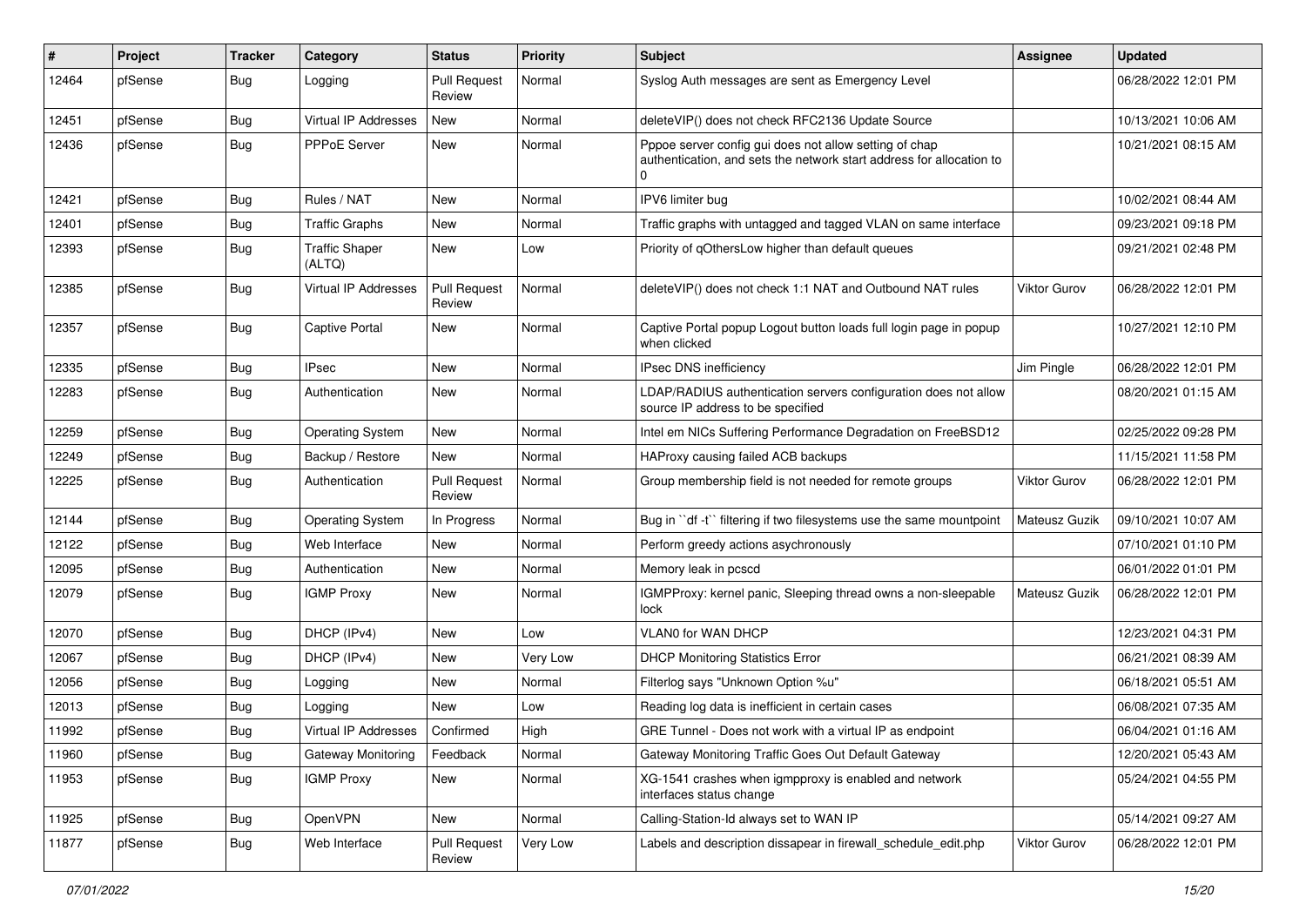| # | Project | Tracker | Category | Status | Priority | Subject | Assignee | Updated |
|---|---|---|---|---|---|---|---|---|
| 12464 | pfSense | Bug | Logging | Pull Request Review | Normal | Syslog Auth messages are sent as Emergency Level | | 06/28/2022 12:01 PM |
| 12451 | pfSense | Bug | Virtual IP Addresses | New | Normal | deleteVIP() does not check RFC2136 Update Source | | 10/13/2021 10:06 AM |
| 12436 | pfSense | Bug | PPPoE Server | New | Normal | Pppoe server config gui does not allow setting of chap authentication, and sets the network start address for allocation to 0 | | 10/21/2021 08:15 AM |
| 12421 | pfSense | Bug | Rules / NAT | New | Normal | IPV6 limiter bug | | 10/02/2021 08:44 AM |
| 12401 | pfSense | Bug | Traffic Graphs | New | Normal | Traffic graphs with untagged and tagged VLAN on same interface | | 09/23/2021 09:18 PM |
| 12393 | pfSense | Bug | Traffic Shaper (ALTQ) | New | Low | Priority of qOthersLow higher than default queues | | 09/21/2021 02:48 PM |
| 12385 | pfSense | Bug | Virtual IP Addresses | Pull Request Review | Normal | deleteVIP() does not check 1:1 NAT and Outbound NAT rules | Viktor Gurov | 06/28/2022 12:01 PM |
| 12357 | pfSense | Bug | Captive Portal | New | Normal | Captive Portal popup Logout button loads full login page in popup when clicked | | 10/27/2021 12:10 PM |
| 12335 | pfSense | Bug | IPsec | New | Normal | IPsec DNS inefficiency | Jim Pingle | 06/28/2022 12:01 PM |
| 12283 | pfSense | Bug | Authentication | New | Normal | LDAP/RADIUS authentication servers configuration does not allow source IP address to be specified | | 08/20/2021 01:15 AM |
| 12259 | pfSense | Bug | Operating System | New | Normal | Intel em NICs Suffering Performance Degradation on FreeBSD12 | | 02/25/2022 09:28 PM |
| 12249 | pfSense | Bug | Backup / Restore | New | Normal | HAProxy causing failed ACB backups | | 11/15/2021 11:58 PM |
| 12225 | pfSense | Bug | Authentication | Pull Request Review | Normal | Group membership field is not needed for remote groups | Viktor Gurov | 06/28/2022 12:01 PM |
| 12144 | pfSense | Bug | Operating System | In Progress | Normal | Bug in ``df -t`` filtering if two filesystems use the same mountpoint | Mateusz Guzik | 09/10/2021 10:07 AM |
| 12122 | pfSense | Bug | Web Interface | New | Normal | Perform greedy actions asychronously | | 07/10/2021 01:10 PM |
| 12095 | pfSense | Bug | Authentication | New | Normal | Memory leak in pcscd | | 06/01/2022 01:01 PM |
| 12079 | pfSense | Bug | IGMP Proxy | New | Normal | IGMPProxy: kernel panic, Sleeping thread owns a non-sleepable lock | Mateusz Guzik | 06/28/2022 12:01 PM |
| 12070 | pfSense | Bug | DHCP (IPv4) | New | Low | VLAN0 for WAN DHCP | | 12/23/2021 04:31 PM |
| 12067 | pfSense | Bug | DHCP (IPv4) | New | Very Low | DHCP Monitoring Statistics Error | | 06/21/2021 08:39 AM |
| 12056 | pfSense | Bug | Logging | New | Normal | Filterlog says "Unknown Option %u" | | 06/18/2021 05:51 AM |
| 12013 | pfSense | Bug | Logging | New | Low | Reading log data is inefficient in certain cases | | 06/08/2021 07:35 AM |
| 11992 | pfSense | Bug | Virtual IP Addresses | Confirmed | High | GRE Tunnel - Does not work with a virtual IP as endpoint | | 06/04/2021 01:16 AM |
| 11960 | pfSense | Bug | Gateway Monitoring | Feedback | Normal | Gateway Monitoring Traffic Goes Out Default Gateway | | 12/20/2021 05:43 AM |
| 11953 | pfSense | Bug | IGMP Proxy | New | Normal | XG-1541 crashes when igmpproxy is enabled and network interfaces status change | | 05/24/2021 04:55 PM |
| 11925 | pfSense | Bug | OpenVPN | New | Normal | Calling-Station-Id always set to WAN IP | | 05/14/2021 09:27 AM |
| 11877 | pfSense | Bug | Web Interface | Pull Request Review | Very Low | Labels and description dissapear in firewall_schedule_edit.php | Viktor Gurov | 06/28/2022 12:01 PM |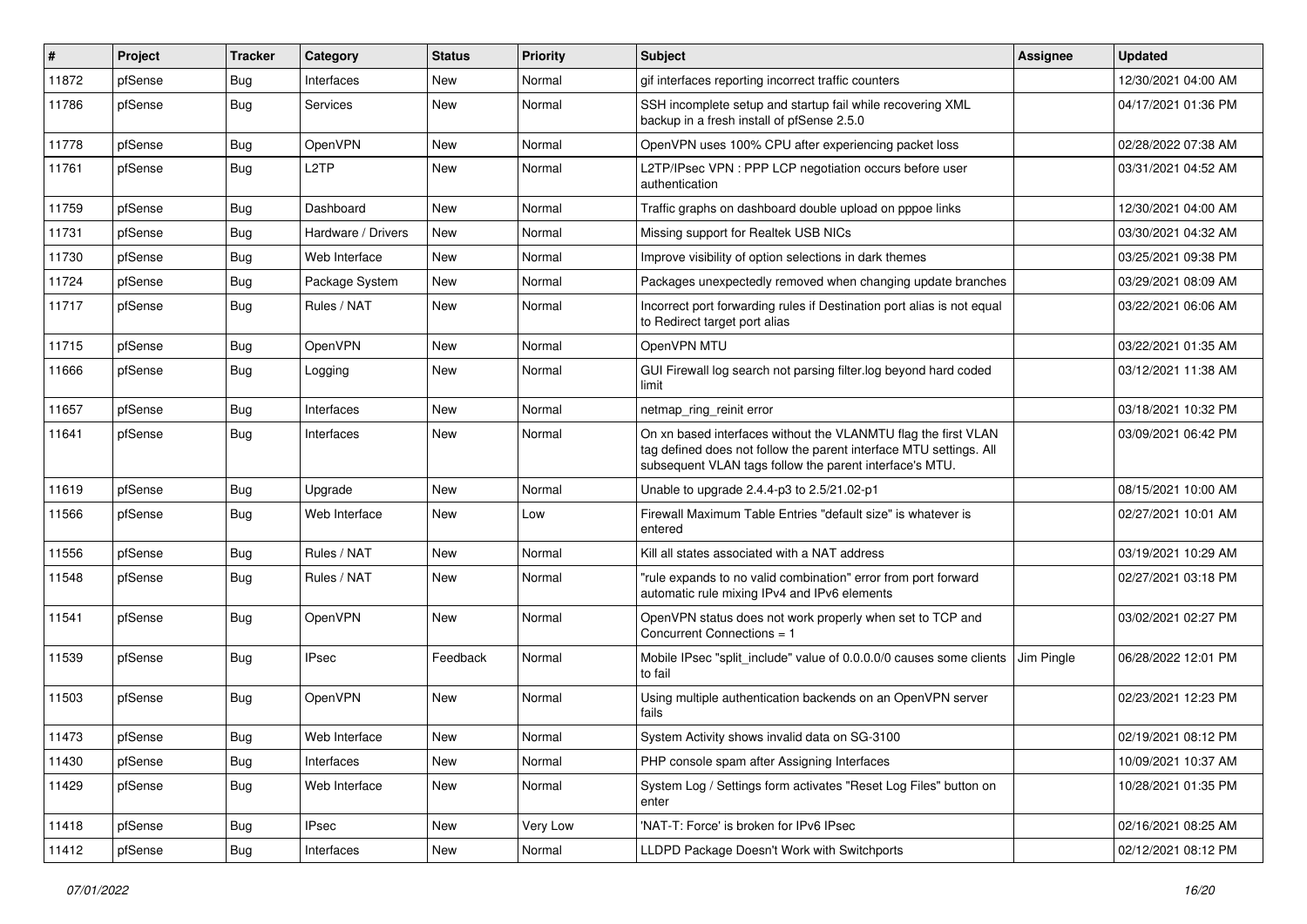| # | Project | Tracker | Category | Status | Priority | Subject | Assignee | Updated |
|---|---|---|---|---|---|---|---|---|
| 11872 | pfSense | Bug | Interfaces | New | Normal | gif interfaces reporting incorrect traffic counters | | 12/30/2021 04:00 AM |
| 11786 | pfSense | Bug | Services | New | Normal | SSH incomplete setup and startup fail while recovering XML backup in a fresh install of pfSense 2.5.0 | | 04/17/2021 01:36 PM |
| 11778 | pfSense | Bug | OpenVPN | New | Normal | OpenVPN uses 100% CPU after experiencing packet loss | | 02/28/2022 07:38 AM |
| 11761 | pfSense | Bug | L2TP | New | Normal | L2TP/IPsec VPN : PPP LCP negotiation occurs before user authentication | | 03/31/2021 04:52 AM |
| 11759 | pfSense | Bug | Dashboard | New | Normal | Traffic graphs on dashboard double upload on pppoe links | | 12/30/2021 04:00 AM |
| 11731 | pfSense | Bug | Hardware / Drivers | New | Normal | Missing support for Realtek USB NICs | | 03/30/2021 04:32 AM |
| 11730 | pfSense | Bug | Web Interface | New | Normal | Improve visibility of option selections in dark themes | | 03/25/2021 09:38 PM |
| 11724 | pfSense | Bug | Package System | New | Normal | Packages unexpectedly removed when changing update branches | | 03/29/2021 08:09 AM |
| 11717 | pfSense | Bug | Rules / NAT | New | Normal | Incorrect port forwarding rules if Destination port alias is not equal to Redirect target port alias | | 03/22/2021 06:06 AM |
| 11715 | pfSense | Bug | OpenVPN | New | Normal | OpenVPN MTU | | 03/22/2021 01:35 AM |
| 11666 | pfSense | Bug | Logging | New | Normal | GUI Firewall log search not parsing filter.log beyond hard coded limit | | 03/12/2021 11:38 AM |
| 11657 | pfSense | Bug | Interfaces | New | Normal | netmap_ring_reinit error | | 03/18/2021 10:32 PM |
| 11641 | pfSense | Bug | Interfaces | New | Normal | On xn based interfaces without the VLANMTU flag the first VLAN tag defined does not follow the parent interface MTU settings. All subsequent VLAN tags follow the parent interface's MTU. | | 03/09/2021 06:42 PM |
| 11619 | pfSense | Bug | Upgrade | New | Normal | Unable to upgrade 2.4.4-p3 to 2.5/21.02-p1 | | 08/15/2021 10:00 AM |
| 11566 | pfSense | Bug | Web Interface | New | Low | Firewall Maximum Table Entries "default size" is whatever is entered | | 02/27/2021 10:01 AM |
| 11556 | pfSense | Bug | Rules / NAT | New | Normal | Kill all states associated with a NAT address | | 03/19/2021 10:29 AM |
| 11548 | pfSense | Bug | Rules / NAT | New | Normal | "rule expands to no valid combination" error from port forward automatic rule mixing IPv4 and IPv6 elements | | 02/27/2021 03:18 PM |
| 11541 | pfSense | Bug | OpenVPN | New | Normal | OpenVPN status does not work properly when set to TCP and Concurrent Connections = 1 | | 03/02/2021 02:27 PM |
| 11539 | pfSense | Bug | IPsec | Feedback | Normal | Mobile IPsec "split_include" value of 0.0.0.0/0 causes some clients to fail | Jim Pingle | 06/28/2022 12:01 PM |
| 11503 | pfSense | Bug | OpenVPN | New | Normal | Using multiple authentication backends on an OpenVPN server fails | | 02/23/2021 12:23 PM |
| 11473 | pfSense | Bug | Web Interface | New | Normal | System Activity shows invalid data on SG-3100 | | 02/19/2021 08:12 PM |
| 11430 | pfSense | Bug | Interfaces | New | Normal | PHP console spam after Assigning Interfaces | | 10/09/2021 10:37 AM |
| 11429 | pfSense | Bug | Web Interface | New | Normal | System Log / Settings form activates "Reset Log Files" button on enter | | 10/28/2021 01:35 PM |
| 11418 | pfSense | Bug | IPsec | New | Very Low | 'NAT-T: Force' is broken for IPv6 IPsec | | 02/16/2021 08:25 AM |
| 11412 | pfSense | Bug | Interfaces | New | Normal | LLDPD Package Doesn't Work with Switchports | | 02/12/2021 08:12 PM |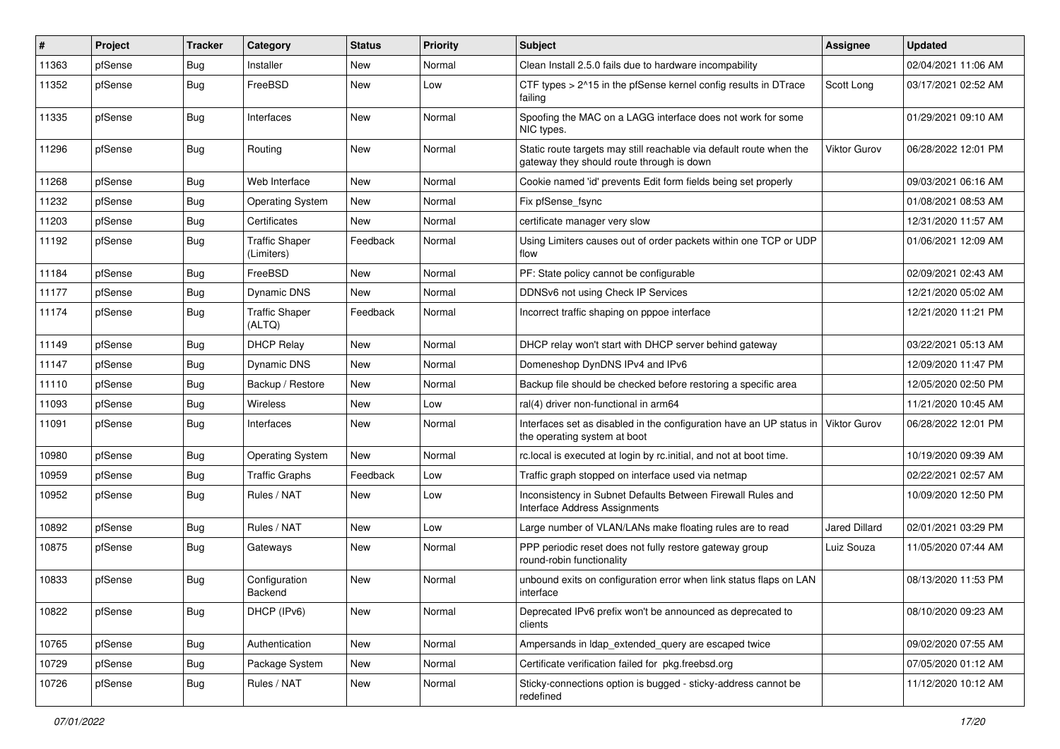| # | Project | Tracker | Category | Status | Priority | Subject | Assignee | Updated |
|---|---|---|---|---|---|---|---|---|
| 11363 | pfSense | Bug | Installer | New | Normal | Clean Install 2.5.0 fails due to hardware incompability | | 02/04/2021 11:06 AM |
| 11352 | pfSense | Bug | FreeBSD | New | Low | CTF types > 2^15 in the pfSense kernel config results in DTrace failing | Scott Long | 03/17/2021 02:52 AM |
| 11335 | pfSense | Bug | Interfaces | New | Normal | Spoofing the MAC on a LAGG interface does not work for some NIC types. | | 01/29/2021 09:10 AM |
| 11296 | pfSense | Bug | Routing | New | Normal | Static route targets may still reachable via default route when the gateway they should route through is down | Viktor Gurov | 06/28/2022 12:01 PM |
| 11268 | pfSense | Bug | Web Interface | New | Normal | Cookie named 'id' prevents Edit form fields being set properly | | 09/03/2021 06:16 AM |
| 11232 | pfSense | Bug | Operating System | New | Normal | Fix pfSense_fsync | | 01/08/2021 08:53 AM |
| 11203 | pfSense | Bug | Certificates | New | Normal | certificate manager very slow | | 12/31/2020 11:57 AM |
| 11192 | pfSense | Bug | Traffic Shaper (Limiters) | Feedback | Normal | Using Limiters causes out of order packets within one TCP or UDP flow | | 01/06/2021 12:09 AM |
| 11184 | pfSense | Bug | FreeBSD | New | Normal | PF: State policy cannot be configurable | | 02/09/2021 02:43 AM |
| 11177 | pfSense | Bug | Dynamic DNS | New | Normal | DDNSv6 not using Check IP Services | | 12/21/2020 05:02 AM |
| 11174 | pfSense | Bug | Traffic Shaper (ALTQ) | Feedback | Normal | Incorrect traffic shaping on pppoe interface | | 12/21/2020 11:21 PM |
| 11149 | pfSense | Bug | DHCP Relay | New | Normal | DHCP relay won't start with DHCP server behind gateway | | 03/22/2021 05:13 AM |
| 11147 | pfSense | Bug | Dynamic DNS | New | Normal | Domeneshop DynDNS IPv4 and IPv6 | | 12/09/2020 11:47 PM |
| 11110 | pfSense | Bug | Backup / Restore | New | Normal | Backup file should be checked before restoring a specific area | | 12/05/2020 02:50 PM |
| 11093 | pfSense | Bug | Wireless | New | Low | ral(4) driver non-functional in arm64 | | 11/21/2020 10:45 AM |
| 11091 | pfSense | Bug | Interfaces | New | Normal | Interfaces set as disabled in the configuration have an UP status in the operating system at boot | Viktor Gurov | 06/28/2022 12:01 PM |
| 10980 | pfSense | Bug | Operating System | New | Normal | rc.local is executed at login by rc.initial, and not at boot time. | | 10/19/2020 09:39 AM |
| 10959 | pfSense | Bug | Traffic Graphs | Feedback | Low | Traffic graph stopped on interface used via netmap | | 02/22/2021 02:57 AM |
| 10952 | pfSense | Bug | Rules / NAT | New | Low | Inconsistency in Subnet Defaults Between Firewall Rules and Interface Address Assignments | | 10/09/2020 12:50 PM |
| 10892 | pfSense | Bug | Rules / NAT | New | Low | Large number of VLAN/LANs make floating rules are to read | Jared Dillard | 02/01/2021 03:29 PM |
| 10875 | pfSense | Bug | Gateways | New | Normal | PPP periodic reset does not fully restore gateway group round-robin functionality | Luiz Souza | 11/05/2020 07:44 AM |
| 10833 | pfSense | Bug | Configuration Backend | New | Normal | unbound exits on configuration error when link status flaps on LAN interface | | 08/13/2020 11:53 PM |
| 10822 | pfSense | Bug | DHCP (IPv6) | New | Normal | Deprecated IPv6 prefix won't be announced as deprecated to clients | | 08/10/2020 09:23 AM |
| 10765 | pfSense | Bug | Authentication | New | Normal | Ampersands in ldap_extended_query are escaped twice | | 09/02/2020 07:55 AM |
| 10729 | pfSense | Bug | Package System | New | Normal | Certificate verification failed for pkg.freebsd.org | | 07/05/2020 01:12 AM |
| 10726 | pfSense | Bug | Rules / NAT | New | Normal | Sticky-connections option is bugged - sticky-address cannot be redefined | | 11/12/2020 10:12 AM |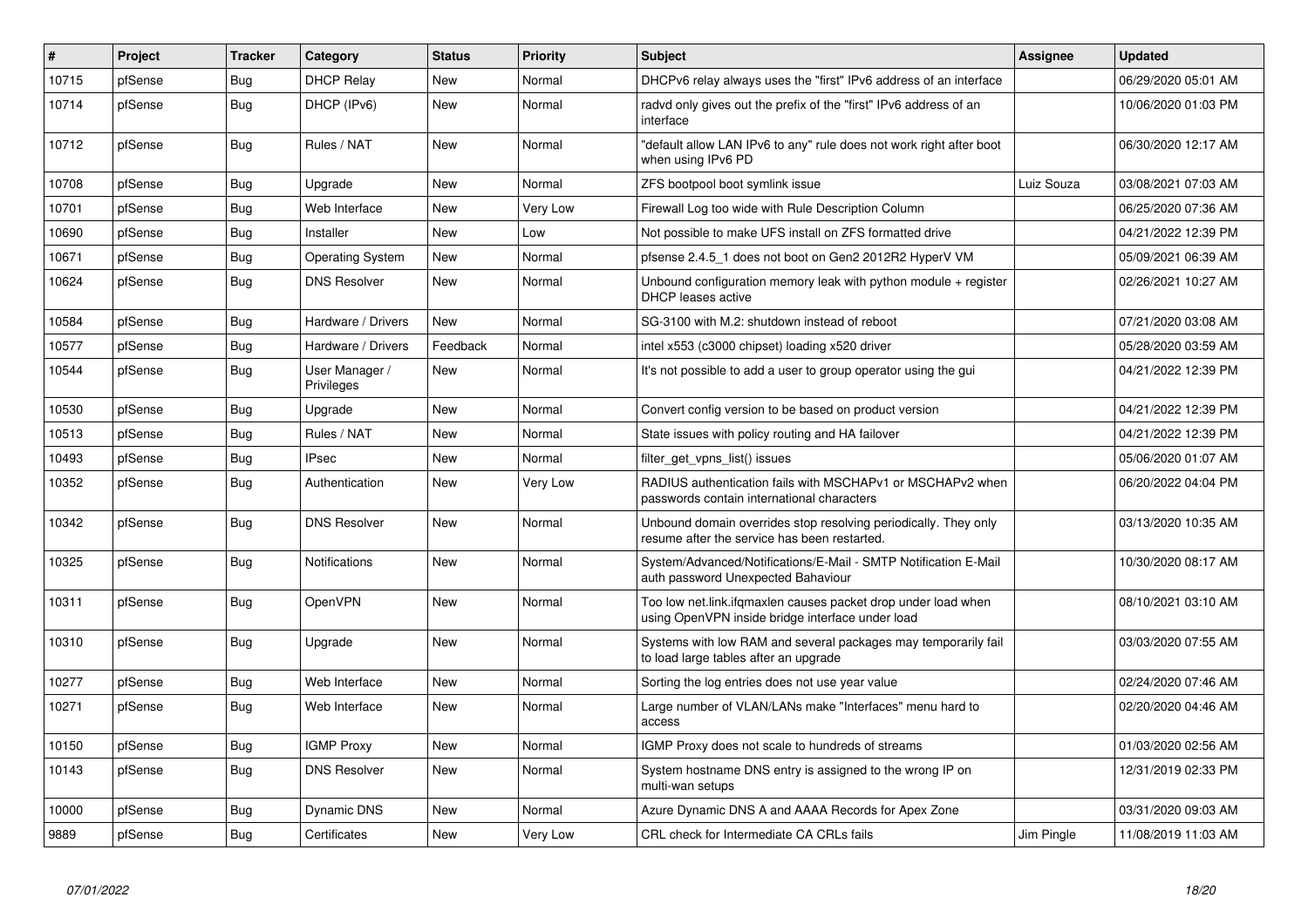| # | Project | Tracker | Category | Status | Priority | Subject | Assignee | Updated |
|---|---|---|---|---|---|---|---|---|
| 10715 | pfSense | Bug | DHCP Relay | New | Normal | DHCPv6 relay always uses the "first" IPv6 address of an interface | | 06/29/2020 05:01 AM |
| 10714 | pfSense | Bug | DHCP (IPv6) | New | Normal | radvd only gives out the prefix of the "first" IPv6 address of an interface | | 10/06/2020 01:03 PM |
| 10712 | pfSense | Bug | Rules / NAT | New | Normal | "default allow LAN IPv6 to any" rule does not work right after boot when using IPv6 PD | | 06/30/2020 12:17 AM |
| 10708 | pfSense | Bug | Upgrade | New | Normal | ZFS bootpool boot symlink issue | Luiz Souza | 03/08/2021 07:03 AM |
| 10701 | pfSense | Bug | Web Interface | New | Very Low | Firewall Log too wide with Rule Description Column | | 06/25/2020 07:36 AM |
| 10690 | pfSense | Bug | Installer | New | Low | Not possible to make UFS install on ZFS formatted drive | | 04/21/2022 12:39 PM |
| 10671 | pfSense | Bug | Operating System | New | Normal | pfsense 2.4.5_1 does not boot on Gen2 2012R2 HyperV VM | | 05/09/2021 06:39 AM |
| 10624 | pfSense | Bug | DNS Resolver | New | Normal | Unbound configuration memory leak with python module + register DHCP leases active | | 02/26/2021 10:27 AM |
| 10584 | pfSense | Bug | Hardware / Drivers | New | Normal | SG-3100 with M.2: shutdown instead of reboot | | 07/21/2020 03:08 AM |
| 10577 | pfSense | Bug | Hardware / Drivers | Feedback | Normal | intel x553 (c3000 chipset) loading x520 driver | | 05/28/2020 03:59 AM |
| 10544 | pfSense | Bug | User Manager / Privileges | New | Normal | It's not possible to add a user to group operator using the gui | | 04/21/2022 12:39 PM |
| 10530 | pfSense | Bug | Upgrade | New | Normal | Convert config version to be based on product version | | 04/21/2022 12:39 PM |
| 10513 | pfSense | Bug | Rules / NAT | New | Normal | State issues with policy routing and HA failover | | 04/21/2022 12:39 PM |
| 10493 | pfSense | Bug | IPsec | New | Normal | filter_get_vpns_list() issues | | 05/06/2020 01:07 AM |
| 10352 | pfSense | Bug | Authentication | New | Very Low | RADIUS authentication fails with MSCHAPv1 or MSCHAPv2 when passwords contain international characters | | 06/20/2022 04:04 PM |
| 10342 | pfSense | Bug | DNS Resolver | New | Normal | Unbound domain overrides stop resolving periodically. They only resume after the service has been restarted. | | 03/13/2020 10:35 AM |
| 10325 | pfSense | Bug | Notifications | New | Normal | System/Advanced/Notifications/E-Mail - SMTP Notification E-Mail auth password Unexpected Bahaviour | | 10/30/2020 08:17 AM |
| 10311 | pfSense | Bug | OpenVPN | New | Normal | Too low net.link.ifqmaxlen causes packet drop under load when using OpenVPN inside bridge interface under load | | 08/10/2021 03:10 AM |
| 10310 | pfSense | Bug | Upgrade | New | Normal | Systems with low RAM and several packages may temporarily fail to load large tables after an upgrade | | 03/03/2020 07:55 AM |
| 10277 | pfSense | Bug | Web Interface | New | Normal | Sorting the log entries does not use year value | | 02/24/2020 07:46 AM |
| 10271 | pfSense | Bug | Web Interface | New | Normal | Large number of VLAN/LANs make "Interfaces" menu hard to access | | 02/20/2020 04:46 AM |
| 10150 | pfSense | Bug | IGMP Proxy | New | Normal | IGMP Proxy does not scale to hundreds of streams | | 01/03/2020 02:56 AM |
| 10143 | pfSense | Bug | DNS Resolver | New | Normal | System hostname DNS entry is assigned to the wrong IP on multi-wan setups | | 12/31/2019 02:33 PM |
| 10000 | pfSense | Bug | Dynamic DNS | New | Normal | Azure Dynamic DNS A and AAAA Records for Apex Zone | | 03/31/2020 09:03 AM |
| 9889 | pfSense | Bug | Certificates | New | Very Low | CRL check for Intermediate CA CRLs fails | Jim Pingle | 11/08/2019 11:03 AM |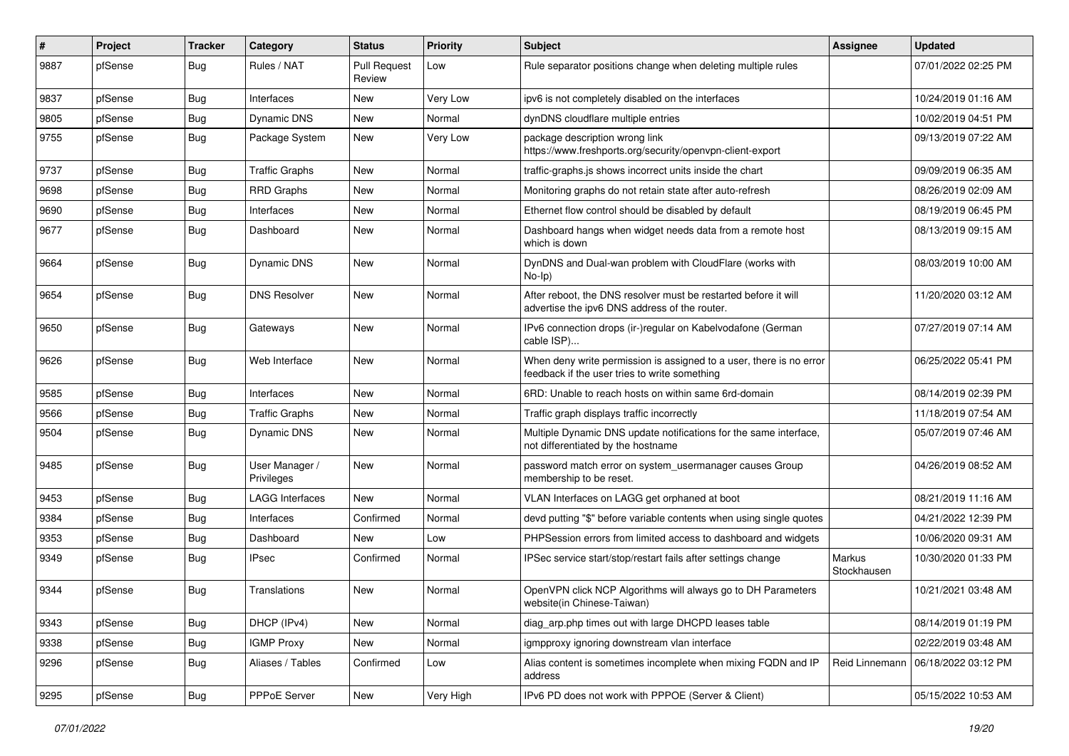| # | Project | Tracker | Category | Status | Priority | Subject | Assignee | Updated |
|---|---|---|---|---|---|---|---|---|
| 9887 | pfSense | Bug | Rules / NAT | Pull Request Review | Low | Rule separator positions change when deleting multiple rules | | 07/01/2022 02:25 PM |
| 9837 | pfSense | Bug | Interfaces | New | Very Low | ipv6 is not completely disabled on the interfaces | | 10/24/2019 01:16 AM |
| 9805 | pfSense | Bug | Dynamic DNS | New | Normal | dynDNS cloudflare multiple entries | | 10/02/2019 04:51 PM |
| 9755 | pfSense | Bug | Package System | New | Very Low | package description wrong link https://www.freshports.org/security/openvpn-client-export | | 09/13/2019 07:22 AM |
| 9737 | pfSense | Bug | Traffic Graphs | New | Normal | traffic-graphs.js shows incorrect units inside the chart | | 09/09/2019 06:35 AM |
| 9698 | pfSense | Bug | RRD Graphs | New | Normal | Monitoring graphs do not retain state after auto-refresh | | 08/26/2019 02:09 AM |
| 9690 | pfSense | Bug | Interfaces | New | Normal | Ethernet flow control should be disabled by default | | 08/19/2019 06:45 PM |
| 9677 | pfSense | Bug | Dashboard | New | Normal | Dashboard hangs when widget needs data from a remote host which is down | | 08/13/2019 09:15 AM |
| 9664 | pfSense | Bug | Dynamic DNS | New | Normal | DynDNS and Dual-wan problem with CloudFlare (works with No-Ip) | | 08/03/2019 10:00 AM |
| 9654 | pfSense | Bug | DNS Resolver | New | Normal | After reboot, the DNS resolver must be restarted before it will advertise the ipv6 DNS address of the router. | | 11/20/2020 03:12 AM |
| 9650 | pfSense | Bug | Gateways | New | Normal | IPv6 connection drops (ir-)regular on Kabelvodafone (German cable ISP)... | | 07/27/2019 07:14 AM |
| 9626 | pfSense | Bug | Web Interface | New | Normal | When deny write permission is assigned to a user, there is no error feedback if the user tries to write something | | 06/25/2022 05:41 PM |
| 9585 | pfSense | Bug | Interfaces | New | Normal | 6RD: Unable to reach hosts on within same 6rd-domain | | 08/14/2019 02:39 PM |
| 9566 | pfSense | Bug | Traffic Graphs | New | Normal | Traffic graph displays traffic incorrectly | | 11/18/2019 07:54 AM |
| 9504 | pfSense | Bug | Dynamic DNS | New | Normal | Multiple Dynamic DNS update notifications for the same interface, not differentiated by the hostname | | 05/07/2019 07:46 AM |
| 9485 | pfSense | Bug | User Manager / Privileges | New | Normal | password match error on system_usermanager causes Group membership to be reset. | | 04/26/2019 08:52 AM |
| 9453 | pfSense | Bug | LAGG Interfaces | New | Normal | VLAN Interfaces on LAGG get orphaned at boot | | 08/21/2019 11:16 AM |
| 9384 | pfSense | Bug | Interfaces | Confirmed | Normal | devd putting "$" before variable contents when using single quotes | | 04/21/2022 12:39 PM |
| 9353 | pfSense | Bug | Dashboard | New | Low | PHPSession errors from limited access to dashboard and widgets | | 10/06/2020 09:31 AM |
| 9349 | pfSense | Bug | IPsec | Confirmed | Normal | IPSec service start/stop/restart fails after settings change | Markus Stockhausen | 10/30/2020 01:33 PM |
| 9344 | pfSense | Bug | Translations | New | Normal | OpenVPN click NCP Algorithms will always go to DH Parameters website(in Chinese-Taiwan) | | 10/21/2021 03:48 AM |
| 9343 | pfSense | Bug | DHCP (IPv4) | New | Normal | diag_arp.php times out with large DHCPD leases table | | 08/14/2019 01:19 PM |
| 9338 | pfSense | Bug | IGMP Proxy | New | Normal | igmpproxy ignoring downstream vlan interface | | 02/22/2019 03:48 AM |
| 9296 | pfSense | Bug | Aliases / Tables | Confirmed | Low | Alias content is sometimes incomplete when mixing FQDN and IP address | Reid Linnemann | 06/18/2022 03:12 PM |
| 9295 | pfSense | Bug | PPPoE Server | New | Very High | IPv6 PD does not work with PPPOE (Server & Client) | | 05/15/2022 10:53 AM |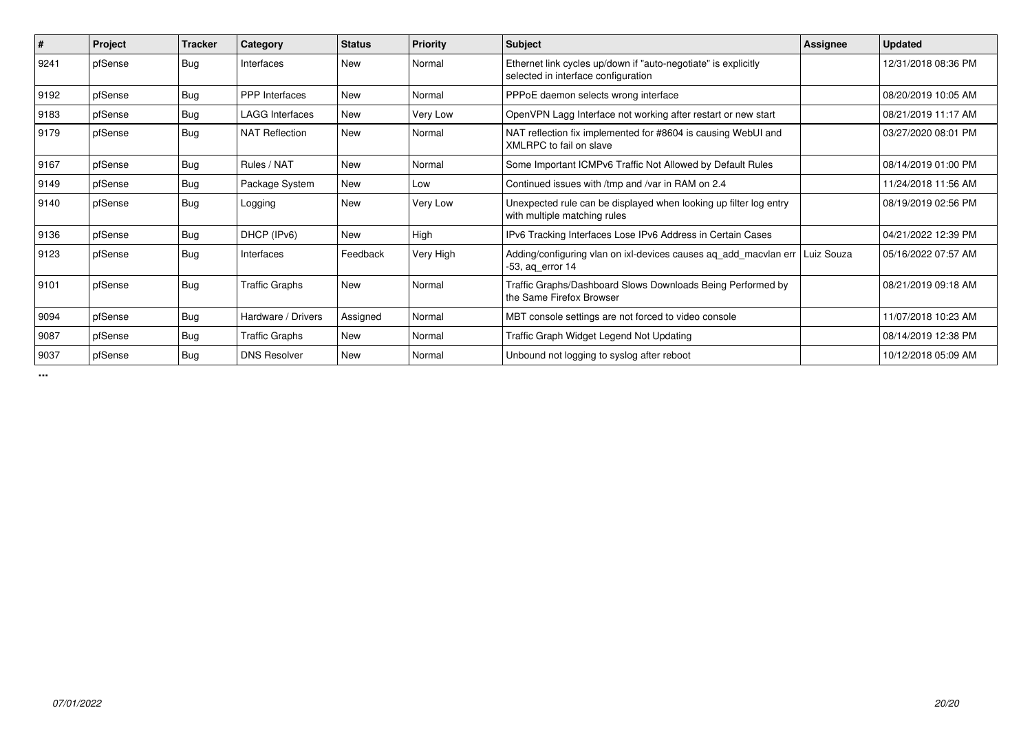| # | Project | Tracker | Category | Status | Priority | Subject | Assignee | Updated |
|---|---|---|---|---|---|---|---|---|
| 9241 | pfSense | Bug | Interfaces | New | Normal | Ethernet link cycles up/down if "auto-negotiate" is explicitly selected in interface configuration | | 12/31/2018 08:36 PM |
| 9192 | pfSense | Bug | PPP Interfaces | New | Normal | PPPoE daemon selects wrong interface | | 08/20/2019 10:05 AM |
| 9183 | pfSense | Bug | LAGG Interfaces | New | Very Low | OpenVPN Lagg Interface not working after restart or new start | | 08/21/2019 11:17 AM |
| 9179 | pfSense | Bug | NAT Reflection | New | Normal | NAT reflection fix implemented for #8604 is causing WebUI and XMLRPC to fail on slave | | 03/27/2020 08:01 PM |
| 9167 | pfSense | Bug | Rules / NAT | New | Normal | Some Important ICMPv6 Traffic Not Allowed by Default Rules | | 08/14/2019 01:00 PM |
| 9149 | pfSense | Bug | Package System | New | Low | Continued issues with /tmp and /var in RAM on 2.4 | | 11/24/2018 11:56 AM |
| 9140 | pfSense | Bug | Logging | New | Very Low | Unexpected rule can be displayed when looking up filter log entry with multiple matching rules | | 08/19/2019 02:56 PM |
| 9136 | pfSense | Bug | DHCP (IPv6) | New | High | IPv6 Tracking Interfaces Lose IPv6 Address in Certain Cases | | 04/21/2022 12:39 PM |
| 9123 | pfSense | Bug | Interfaces | Feedback | Very High | Adding/configuring vlan on ixl-devices causes aq_add_macvlan err -53, aq_error 14 | Luiz Souza | 05/16/2022 07:57 AM |
| 9101 | pfSense | Bug | Traffic Graphs | New | Normal | Traffic Graphs/Dashboard Slows Downloads Being Performed by the Same Firefox Browser | | 08/21/2019 09:18 AM |
| 9094 | pfSense | Bug | Hardware / Drivers | Assigned | Normal | MBT console settings are not forced to video console | | 11/07/2018 10:23 AM |
| 9087 | pfSense | Bug | Traffic Graphs | New | Normal | Traffic Graph Widget Legend Not Updating | | 08/14/2019 12:38 PM |
| 9037 | pfSense | Bug | DNS Resolver | New | Normal | Unbound not logging to syslog after reboot | | 10/12/2018 05:09 AM |

...